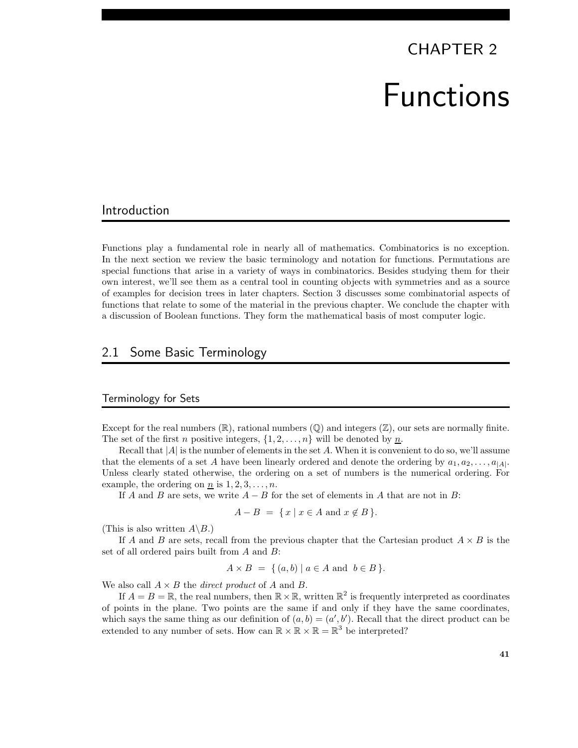# CHAPTER 2

# Functions

## Introduction

Functions play a fundamental role in nearly all of mathematics. Combinatorics is no exception. In the next section we review the basic terminology and notation for functions. Permutations are special functions that arise in a variety of ways in combinatorics. Besides studying them for their own interest, we'll see them as a central tool in counting objects with symmetries and as a source of examples for decision trees in later chapters. Section 3 discusses some combinatorial aspects of functions that relate to some of the material in the previous chapter. We conclude the chapter with a discussion of Boolean functions. They form the mathematical basis of most computer logic.

## 2.1 Some Basic Terminology

### Terminology for Sets

Except for the real numbers ($\mathbb{R}$), rational numbers ($\mathbb{Q}$) and integers ($\mathbb{Z}$), our sets are normally finite. The set of the first $n$ positive integers, $\{1, 2, \ldots, n\}$ will be denoted by $\underline{n}$.

Recall that $|A|$ is the number of elements in the set $A$. When it is convenient to do so, we'll assume that the elements of a set $A$ have been linearly ordered and denote the ordering by $a_1, a_2, \ldots, a_{|A|}$. Unless clearly stated otherwise, the ordering on a set of numbers is the numerical ordering. For example, the ordering on $\underline{n}$ is $1, 2, 3, \ldots, n$.

If $A$ and $B$ are sets, we write $A - B$ for the set of elements in $A$ that are not in $B$:

$$A - B \ = \ \{ \, x \mid x \in A \text{ and } x \notin B \, \}.$$

(This is also written $A \backslash B$.)

If $A$ and $B$ are sets, recall from the previous chapter that the Cartesian product $A \times B$ is the set of all ordered pairs built from $A$ and $B$:

$$A \times B \ = \ \{ \, (a, b) \mid a \in A \text{ and } \ b \in B \, \}.$$

We also call $A \times B$ the *direct product* of $A$ and $B$.

If $A = B = \mathbb{R}$, the real numbers, then $\mathbb{R} \times \mathbb{R}$, written $\mathbb{R}^2$ is frequently interpreted as coordinates of points in the plane. Two points are the same if and only if they have the same coordinates, which says the same thing as our definition of $(a, b) = (a', b')$. Recall that the direct product can be extended to any number of sets. How can $\mathbb{R} \times \mathbb{R} \times \mathbb{R} = \mathbb{R}^3$ be interpreted?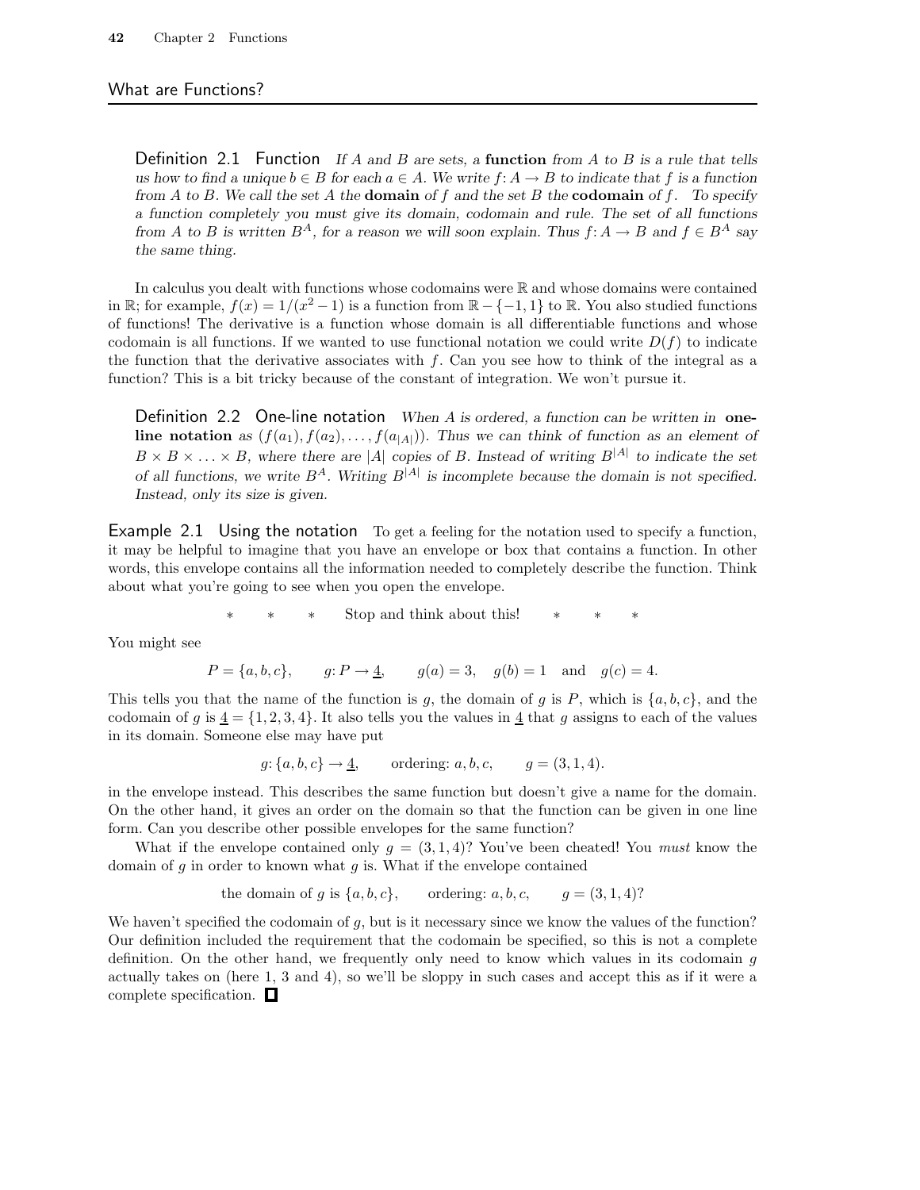## What are Functions?

**Definition 2.1 Function** *If $A$ and $B$ are sets, a* **function** *from $A$ to $B$ is a rule that tells us how to find a unique $b \in B$ for each $a \in A$. We write $f: A \to B$ to indicate that $f$ is a function from $A$ to $B$. We call the set $A$ the* **domain** *of $f$ and the set $B$ the* **codomain** *of $f$. To specify a function completely you must give its domain, codomain and rule. The set of all functions from $A$ to $B$ is written $B^A$, for a reason we will soon explain. Thus $f: A \to B$ and $f \in B^A$ say the same thing.*

In calculus you dealt with functions whose codomains were $\mathbb{R}$ and whose domains were contained in $\mathbb{R}$; for example, $f(x) = 1/(x^2 - 1)$ is a function from $\mathbb{R} - \{-1, 1\}$ to $\mathbb{R}$. You also studied functions of functions! The derivative is a function whose domain is all differentiable functions and whose codomain is all functions. If we wanted to use functional notation we could write $D(f)$ to indicate the function that the derivative associates with $f$. Can you see how to think of the integral as a function? This is a bit tricky because of the constant of integration. We won't pursue it.

**Definition 2.2 One-line notation** *When $A$ is ordered, a function can be written in* **one-line notation** *as $(f(a_1), f(a_2), \ldots, f(a_{|A|}))$. Thus we can think of function as an element of $B \times B \times \ldots \times B$, where there are $|A|$ copies of $B$. Instead of writing $B^{|A|}$ to indicate the set of all functions, we write $B^A$. Writing $B^{|A|}$ is incomplete because the domain is not specified. Instead, only its size is given.*

**Example 2.1 Using the notation** To get a feeling for the notation used to specify a function, it may be helpful to imagine that you have an envelope or box that contains a function. In other words, this envelope contains all the information needed to completely describe the function. Think about what you're going to see when you open the envelope.

\* \* \* Stop and think about this! \* \* \*

You might see

$$P = \{a, b, c\}, \qquad g: P \to \underline{4}, \qquad g(a) = 3, \quad g(b) = 1 \quad \text{and} \quad g(c) = 4.$$

This tells you that the name of the function is $g$, the domain of $g$ is $P$, which is $\{a, b, c\}$, and the codomain of $g$ is $\underline{4} = \{1, 2, 3, 4\}$. It also tells you the values in $\underline{4}$ that $g$ assigns to each of the values in its domain. Someone else may have put

$$g: \{a, b, c\} \to \underline{4}, \qquad \text{ordering: } a, b, c, \qquad g = (3, 1, 4).$$

in the envelope instead. This describes the same function but doesn't give a name for the domain. On the other hand, it gives an order on the domain so that the function can be given in one line form. Can you describe other possible envelopes for the same function?

What if the envelope contained only $g = (3, 1, 4)$? You've been cheated! You *must* know the domain of $g$ in order to known what $g$ is. What if the envelope contained

$$\text{the domain of } g \text{ is } \{a, b, c\}, \qquad \text{ordering: } a, b, c, \qquad g = (3, 1, 4)?$$

We haven't specified the codomain of $g$, but is it necessary since we know the values of the function? Our definition included the requirement that the codomain be specified, so this is not a complete definition. On the other hand, we frequently only need to know which values in its codomain $g$ actually takes on (here 1, 3 and 4), so we'll be sloppy in such cases and accept this as if it were a complete specification. ☐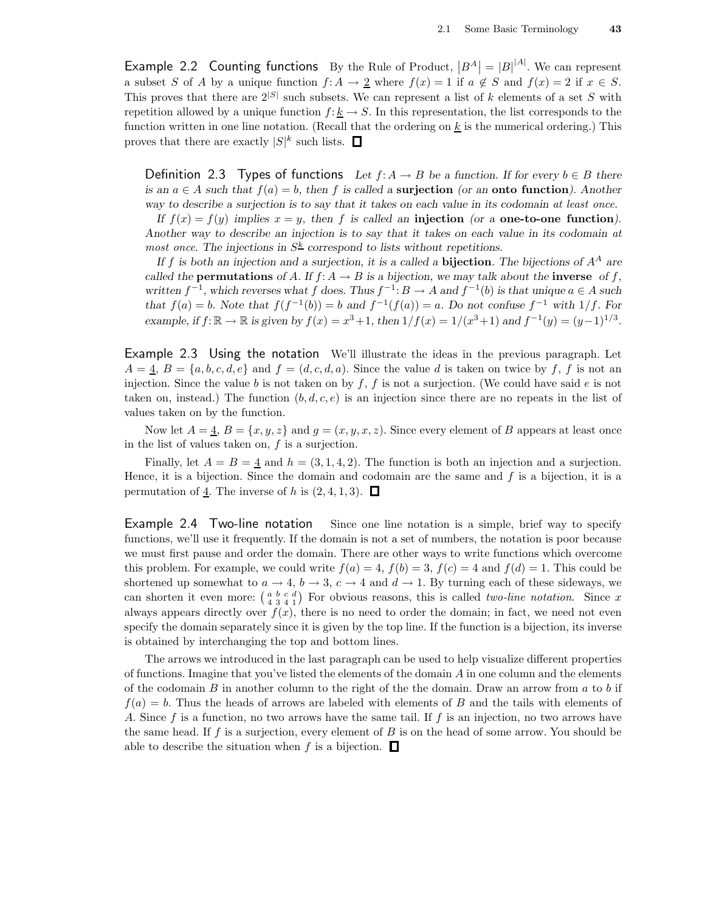**Example 2.2 Counting functions** By the Rule of Product, $|B^A| = |B|^{|A|}$. We can represent a subset $S$ of $A$ by a unique function $f: A \to \underline{2}$ where $f(x) = 1$ if $a \notin S$ and $f(x) = 2$ if $x \in S$. This proves that there are $2^{|S|}$ such subsets. We can represent a list of $k$ elements of a set $S$ with repetition allowed by a unique function $f: \underline{k} \to S$. In this representation, the list corresponds to the function written in one line notation. (Recall that the ordering on $\underline{k}$ is the numerical ordering.) This proves that there are exactly $|S|^k$ such lists. □

**Definition 2.3 Types of functions** *Let $f: A \to B$ be a function. If for every $b \in B$ there is an $a \in A$ such that $f(a) = b$, then $f$ is called a* **surjection** *(or an* **onto function***). Another way to describe a surjection is to say that it takes on each value in its codomain at least once.*

*If $f(x) = f(y)$ implies $x = y$, then $f$ is called an* **injection** *(or a* **one-to-one function***). Another way to describe an injection is to say that it takes on each value in its codomain at most once. The injections in $S^{\underline{k}}$ correspond to lists without repetitions.*

*If $f$ is both an injection and a surjection, it is a called a* **bijection***. The bijections of $A^A$ are called the* **permutations** *of $A$. If $f: A \to B$ is a bijection, we may talk about the* **inverse** *of $f$, written $f^{-1}$, which reverses what $f$ does. Thus $f^{-1}: B \to A$ and $f^{-1}(b)$ is that unique $a \in A$ such that $f(a) = b$. Note that $f(f^{-1}(b)) = b$ and $f^{-1}(f(a)) = a$. Do not confuse $f^{-1}$ with $1/f$. For example, if $f: \mathbb{R} \to \mathbb{R}$ is given by $f(x) = x^3+1$, then $1/f(x) = 1/(x^3+1)$ and $f^{-1}(y) = (y-1)^{1/3}$.*

**Example 2.3 Using the notation** We'll illustrate the ideas in the previous paragraph. Let $A = \underline{4}$, $B = \{a, b, c, d, e\}$ and $f = (d, c, d, a)$. Since the value $d$ is taken on twice by $f$, $f$ is not an injection. Since the value $b$ is not taken on by $f$, $f$ is not a surjection. (We could have said $e$ is not taken on, instead.) The function $(b, d, c, e)$ is an injection since there are no repeats in the list of values taken on by the function.

Now let $A = \underline{4}$, $B = \{x, y, z\}$ and $g = (x, y, x, z)$. Since every element of $B$ appears at least once in the list of values taken on, $f$ is a surjection.

Finally, let $A = B = \underline{4}$ and $h = (3, 1, 4, 2)$. The function is both an injection and a surjection. Hence, it is a bijection. Since the domain and codomain are the same and $f$ is a bijection, it is a permutation of $\underline{4}$. The inverse of $h$ is $(2, 4, 1, 3)$. □

**Example 2.4 Two-line notation** Since one line notation is a simple, brief way to specify functions, we'll use it frequently. If the domain is not a set of numbers, the notation is poor because we must first pause and order the domain. There are other ways to write functions which overcome this problem. For example, we could write $f(a) = 4$, $f(b) = 3$, $f(c) = 4$ and $f(d) = 1$. This could be shortened up somewhat to $a \to 4$, $b \to 3$, $c \to 4$ and $d \to 1$. By turning each of these sideways, we can shorten it even more: $\begin{pmatrix} a & b & c & d \\ 4 & 3 & 4 & 1 \end{pmatrix}$ For obvious reasons, this is called *two-line notation*. Since $x$ always appears directly over $f(x)$, there is no need to order the domain; in fact, we need not even specify the domain separately since it is given by the top line. If the function is a bijection, its inverse is obtained by interchanging the top and bottom lines.

The arrows we introduced in the last paragraph can be used to help visualize different properties of functions. Imagine that you've listed the elements of the domain $A$ in one column and the elements of the codomain $B$ in another column to the right of the the domain. Draw an arrow from $a$ to $b$ if $f(a) = b$. Thus the heads of arrows are labeled with elements of $B$ and the tails with elements of $A$. Since $f$ is a function, no two arrows have the same tail. If $f$ is an injection, no two arrows have the same head. If $f$ is a surjection, every element of $B$ is on the head of some arrow. You should be able to describe the situation when $f$ is a bijection. □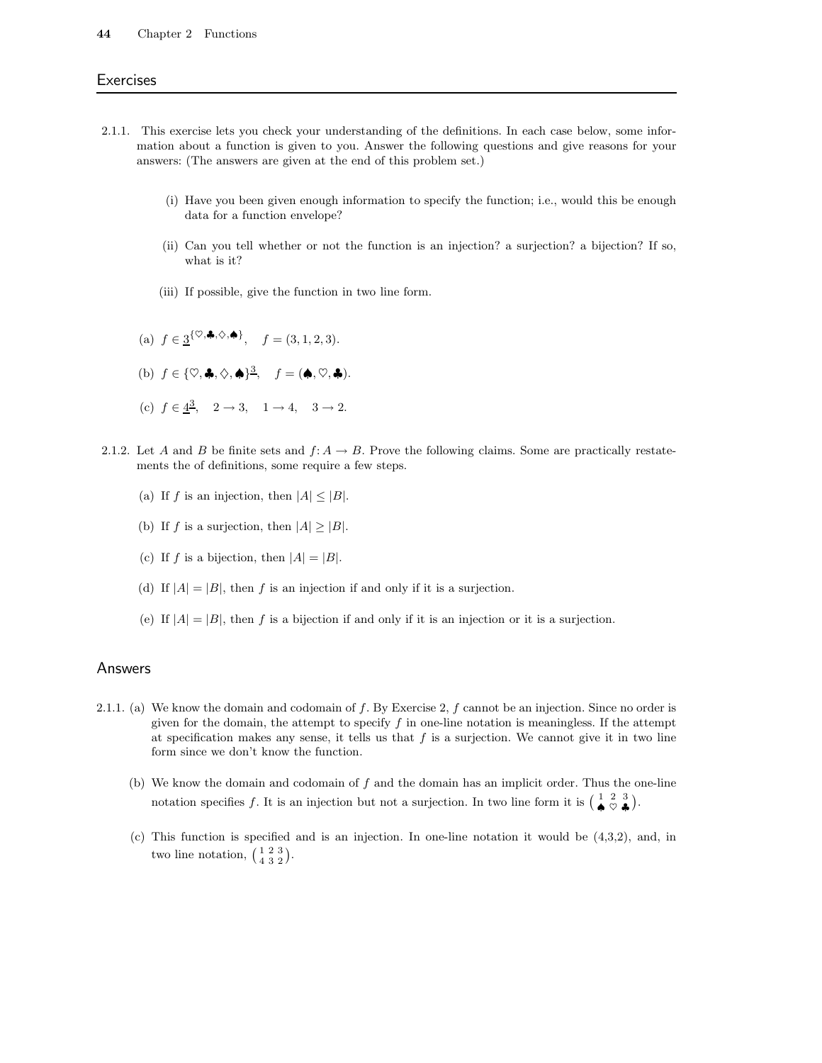## Exercises

2.1.1. This exercise lets you check your understanding of the definitions. In each case below, some information about a function is given to you. Answer the following questions and give reasons for your answers: (The answers are given at the end of this problem set.)

(i) Have you been given enough information to specify the function; i.e., would this be enough data for a function envelope?

(ii) Can you tell whether or not the function is an injection? a surjection? a bijection? If so, what is it?

(iii) If possible, give the function in two line form.

(a) $f \in \underline{3}^{\{\heartsuit,\clubsuit,\diamondsuit,\spadesuit\}}$, $\quad f = (3, 1, 2, 3)$.

(b) $f \in \{\heartsuit,\clubsuit,\diamondsuit,\spadesuit\}^{\underline{3}}$, $\quad f = (\spadesuit, \heartsuit, \clubsuit)$.

(c) $f \in \underline{4}^{\underline{3}}$, $\quad 2 \to 3, \quad 1 \to 4, \quad 3 \to 2$.

2.1.2. Let $A$ and $B$ be finite sets and $f\colon A \to B$. Prove the following claims. Some are practically restatements the of definitions, some require a few steps.

(a) If $f$ is an injection, then $|A| \le |B|$.

(b) If $f$ is a surjection, then $|A| \ge |B|$.

(c) If $f$ is a bijection, then $|A| = |B|$.

(d) If $|A| = |B|$, then $f$ is an injection if and only if it is a surjection.

(e) If $|A| = |B|$, then $f$ is a bijection if and only if it is an injection or it is a surjection.

## Answers

2.1.1. (a) We know the domain and codomain of $f$. By Exercise 2, $f$ cannot be an injection. Since no order is given for the domain, the attempt to specify $f$ in one-line notation is meaningless. If the attempt at specification makes any sense, it tells us that $f$ is a surjection. We cannot give it in two line form since we don't know the function.

(b) We know the domain and codomain of $f$ and the domain has an implicit order. Thus the one-line notation specifies $f$. It is an injection but not a surjection. In two line form it is $\left(\begin{smallmatrix} 1 & 2 & 3 \\ \spadesuit & \heartsuit & \clubsuit \end{smallmatrix}\right)$.

(c) This function is specified and is an injection. In one-line notation it would be (4,3,2), and, in two line notation, $\left(\begin{smallmatrix} 1 & 2 & 3 \\ 4 & 3 & 2 \end{smallmatrix}\right)$.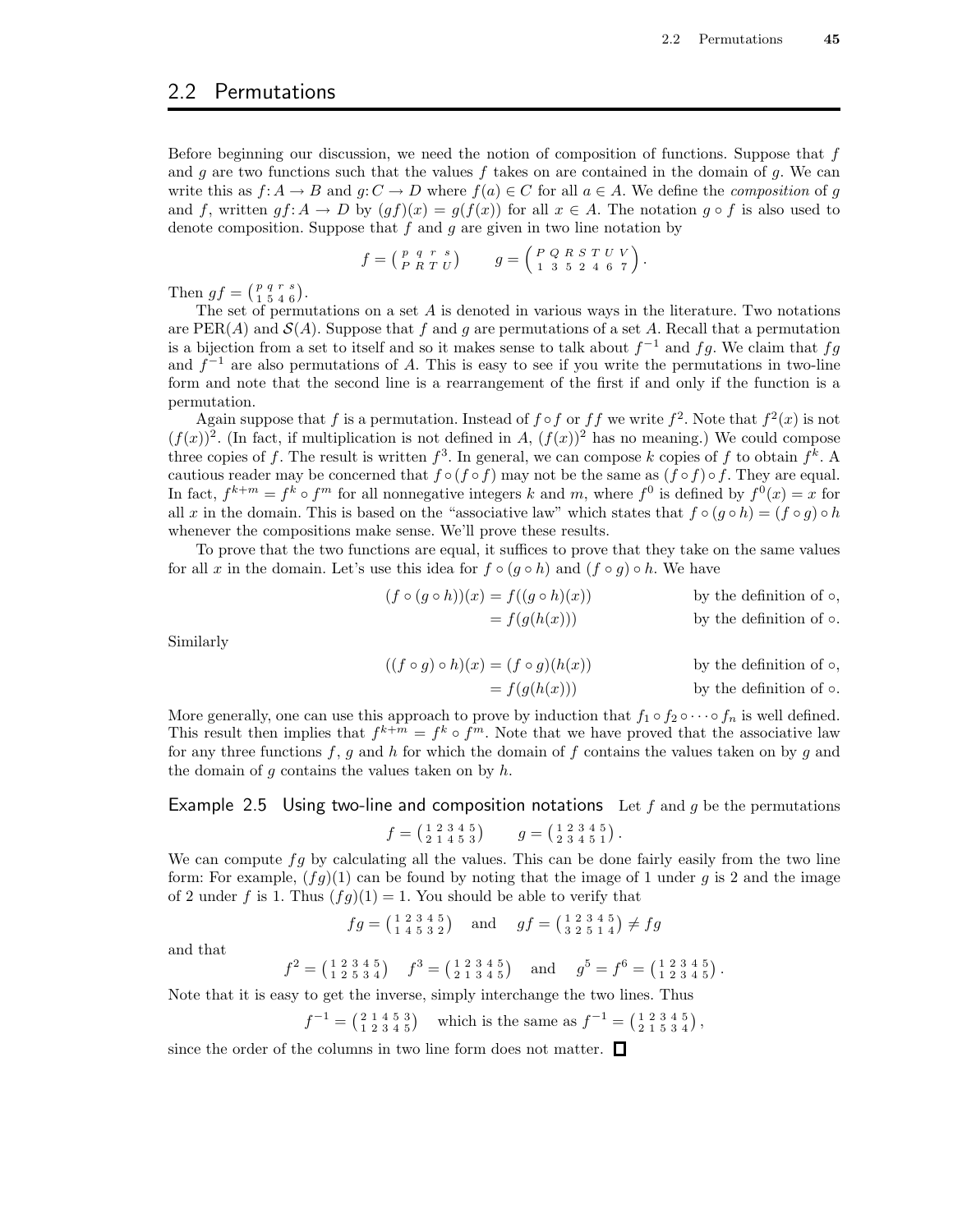## 2.2 Permutations

Before beginning our discussion, we need the notion of composition of functions. Suppose that $f$ and $g$ are two functions such that the values $f$ takes on are contained in the domain of $g$. We can write this as $f\colon A \to B$ and $g\colon C \to D$ where $f(a) \in C$ for all $a \in A$. We define the *composition* of $g$ and $f$, written $gf\colon A \to D$ by $(gf)(x) = g(f(x))$ for all $x \in A$. The notation $g \circ f$ is also used to denote composition. Suppose that $f$ and $g$ are given in two line notation by

$$f = \left(\begin{smallmatrix} p & q & r & s \\ P & R & T & U \end{smallmatrix}\right) \qquad g = \left(\begin{smallmatrix} P & Q & R & S & T & U & V \\ 1 & 3 & 5 & 2 & 4 & 6 & 7 \end{smallmatrix}\right).$$

Then $gf = \left(\begin{smallmatrix} p & q & r & s \\ 1 & 5 & 4 & 6 \end{smallmatrix}\right)$.

The set of permutations on a set $A$ is denoted in various ways in the literature. Two notations are $\mathrm{PER}(A)$ and $\mathcal{S}(A)$. Suppose that $f$ and $g$ are permutations of a set $A$. Recall that a permutation is a bijection from a set to itself and so it makes sense to talk about $f^{-1}$ and $fg$. We claim that $fg$ and $f^{-1}$ are also permutations of $A$. This is easy to see if you write the permutations in two-line form and note that the second line is a rearrangement of the first if and only if the function is a permutation.

Again suppose that $f$ is a permutation. Instead of $f \circ f$ or $ff$ we write $f^2$. Note that $f^2(x)$ is not $(f(x))^2$. (In fact, if multiplication is not defined in $A$, $(f(x))^2$ has no meaning.) We could compose three copies of $f$. The result is written $f^3$. In general, we can compose $k$ copies of $f$ to obtain $f^k$. A cautious reader may be concerned that $f \circ (f \circ f)$ may not be the same as $(f \circ f) \circ f$. They are equal. In fact, $f^{k+m} = f^k \circ f^m$ for all nonnegative integers $k$ and $m$, where $f^0$ is defined by $f^0(x) = x$ for all $x$ in the domain. This is based on the "associative law" which states that $f \circ (g \circ h) = (f \circ g) \circ h$ whenever the compositions make sense. We'll prove these results.

To prove that the two functions are equal, it suffices to prove that they take on the same values for all $x$ in the domain. Let's use this idea for $f \circ (g \circ h)$ and $(f \circ g) \circ h$. We have

$$\begin{aligned} (f \circ (g \circ h))(x) &= f((g \circ h)(x)) && \text{by the definition of } \circ, \\ &= f(g(h(x))) && \text{by the definition of } \circ. \end{aligned}$$

Similarly

$$\begin{aligned} ((f \circ g) \circ h)(x) &= (f \circ g)(h(x)) && \text{by the definition of } \circ, \\ &= f(g(h(x))) && \text{by the definition of } \circ. \end{aligned}$$

More generally, one can use this approach to prove by induction that $f_1 \circ f_2 \circ \cdots \circ f_n$ is well defined. This result then implies that $f^{k+m} = f^k \circ f^m$. Note that we have proved that the associative law for any three functions $f$, $g$ and $h$ for which the domain of $f$ contains the values taken on by $g$ and the domain of $g$ contains the values taken on by $h$.

**Example 2.5 Using two-line and composition notations** Let $f$ and $g$ be the permutations

$$f = \left(\begin{smallmatrix} 1 & 2 & 3 & 4 & 5 \\ 2 & 1 & 4 & 5 & 3 \end{smallmatrix}\right) \qquad g = \left(\begin{smallmatrix} 1 & 2 & 3 & 4 & 5 \\ 2 & 3 & 4 & 5 & 1 \end{smallmatrix}\right).$$

We can compute $fg$ by calculating all the values. This can be done fairly easily from the two line form: For example, $(fg)(1)$ can be found by noting that the image of 1 under $g$ is 2 and the image of 2 under $f$ is 1. Thus $(fg)(1) = 1$. You should be able to verify that

$$fg = \left(\begin{smallmatrix} 1 & 2 & 3 & 4 & 5 \\ 1 & 4 & 5 & 3 & 2 \end{smallmatrix}\right) \quad \text{and} \quad gf = \left(\begin{smallmatrix} 1 & 2 & 3 & 4 & 5 \\ 3 & 2 & 5 & 1 & 4 \end{smallmatrix}\right) \neq fg$$

and that

$$f^2 = \left(\begin{smallmatrix} 1 & 2 & 3 & 4 & 5 \\ 1 & 2 & 5 & 3 & 4 \end{smallmatrix}\right) \quad f^3 = \left(\begin{smallmatrix} 1 & 2 & 3 & 4 & 5 \\ 2 & 1 & 3 & 4 & 5 \end{smallmatrix}\right) \quad \text{and} \quad g^5 = f^6 = \left(\begin{smallmatrix} 1 & 2 & 3 & 4 & 5 \\ 1 & 2 & 3 & 4 & 5 \end{smallmatrix}\right).$$

Note that it is easy to get the inverse, simply interchange the two lines. Thus

$$f^{-1} = \left(\begin{smallmatrix} 2 & 1 & 4 & 5 & 3 \\ 1 & 2 & 3 & 4 & 5 \end{smallmatrix}\right) \quad \text{which is the same as } f^{-1} = \left(\begin{smallmatrix} 1 & 2 & 3 & 4 & 5 \\ 2 & 1 & 5 & 3 & 4 \end{smallmatrix}\right),$$

since the order of the columns in two line form does not matter. □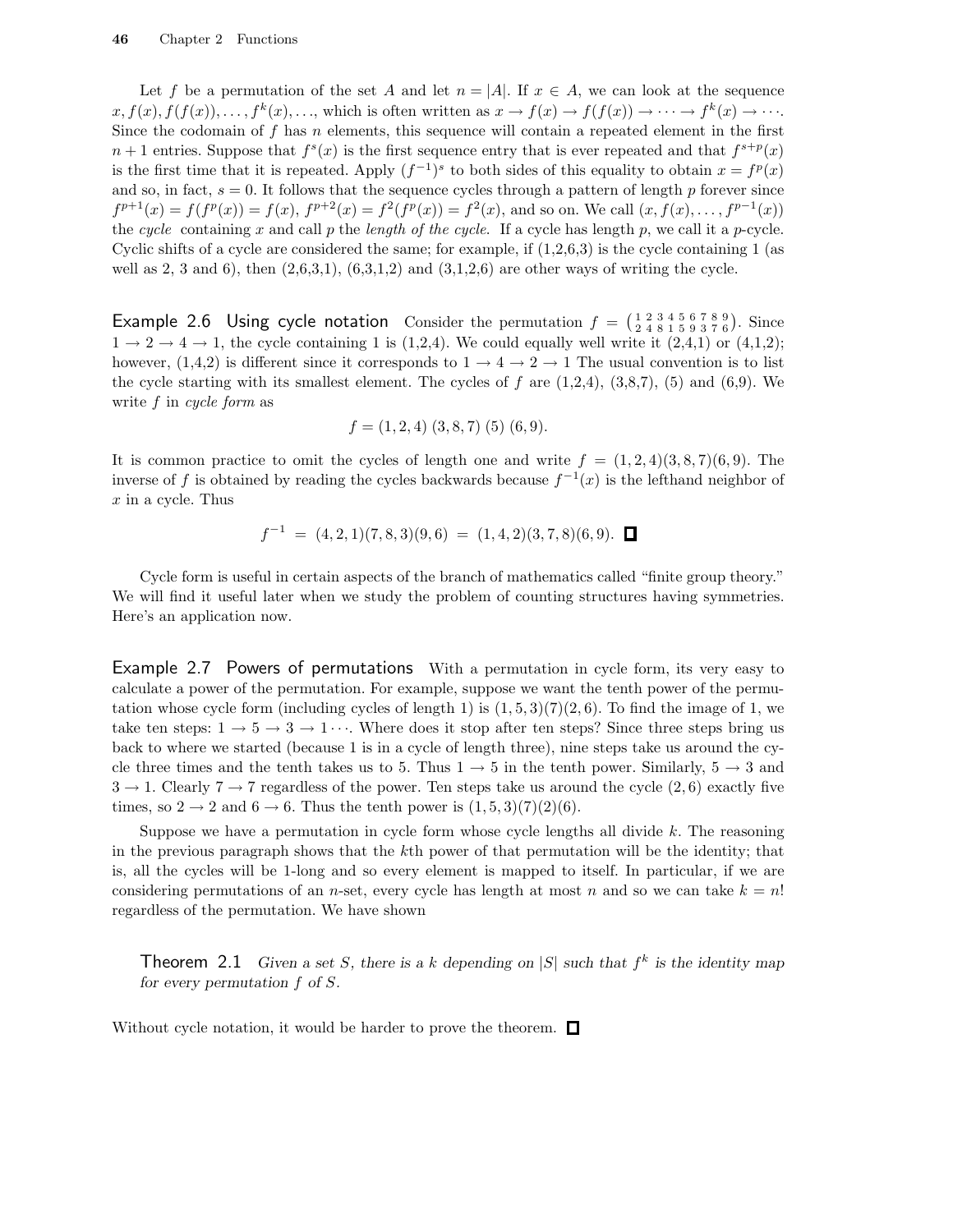Let $f$ be a permutation of the set $A$ and let $n = |A|$. If $x \in A$, we can look at the sequence $x, f(x), f(f(x)), \ldots, f^k(x), \ldots$, which is often written as $x \to f(x) \to f(f(x)) \to \cdots \to f^k(x) \to \cdots$. Since the codomain of $f$ has $n$ elements, this sequence will contain a repeated element in the first $n+1$ entries. Suppose that $f^s(x)$ is the first sequence entry that is ever repeated and that $f^{s+p}(x)$ is the first time that it is repeated. Apply $(f^{-1})^s$ to both sides of this equality to obtain $x = f^p(x)$ and so, in fact, $s = 0$. It follows that the sequence cycles through a pattern of length $p$ forever since $f^{p+1}(x) = f(f^p(x)) = f(x)$, $f^{p+2}(x) = f^2(f^p(x)) = f^2(x)$, and so on. We call $(x, f(x), \ldots, f^{p-1}(x))$ the *cycle* containing $x$ and call $p$ the *length of the cycle*. If a cycle has length $p$, we call it a $p$-cycle. Cyclic shifts of a cycle are considered the same; for example, if (1,2,6,3) is the cycle containing 1 (as well as 2, 3 and 6), then (2,6,3,1), (6,3,1,2) and (3,1,2,6) are other ways of writing the cycle.

**Example 2.6 Using cycle notation** Consider the permutation $f = \binom{1\ 2\ 3\ 4\ 5\ 6\ 7\ 8\ 9}{2\ 4\ 8\ 1\ 5\ 9\ 3\ 7\ 6}$. Since $1 \to 2 \to 4 \to 1$, the cycle containing 1 is (1,2,4). We could equally well write it (2,4,1) or (4,1,2); however, (1,4,2) is different since it corresponds to $1 \to 4 \to 2 \to 1$ The usual convention is to list the cycle starting with its smallest element. The cycles of $f$ are (1,2,4), (3,8,7), (5) and (6,9). We write $f$ in *cycle form* as

$$f = (1,2,4)\ (3,8,7)\ (5)\ (6,9).$$

It is common practice to omit the cycles of length one and write $f = (1,2,4)(3,8,7)(6,9)$. The inverse of $f$ is obtained by reading the cycles backwards because $f^{-1}(x)$ is the lefthand neighbor of $x$ in a cycle. Thus

$$f^{-1} = (4,2,1)(7,8,3)(9,6) = (1,4,2)(3,7,8)(6,9). \quad \square$$

Cycle form is useful in certain aspects of the branch of mathematics called "finite group theory." We will find it useful later when we study the problem of counting structures having symmetries. Here's an application now.

**Example 2.7 Powers of permutations** With a permutation in cycle form, its very easy to calculate a power of the permutation. For example, suppose we want the tenth power of the permutation whose cycle form (including cycles of length 1) is $(1,5,3)(7)(2,6)$. To find the image of 1, we take ten steps: $1 \to 5 \to 3 \to 1 \cdots$. Where does it stop after ten steps? Since three steps bring us back to where we started (because 1 is in a cycle of length three), nine steps take us around the cycle three times and the tenth takes us to 5. Thus $1 \to 5$ in the tenth power. Similarly, $5 \to 3$ and $3 \to 1$. Clearly $7 \to 7$ regardless of the power. Ten steps take us around the cycle $(2,6)$ exactly five times, so $2 \to 2$ and $6 \to 6$. Thus the tenth power is $(1,5,3)(7)(2)(6)$.

Suppose we have a permutation in cycle form whose cycle lengths all divide $k$. The reasoning in the previous paragraph shows that the $k$th power of that permutation will be the identity; that is, all the cycles will be 1-long and so every element is mapped to itself. In particular, if we are considering permutations of an $n$-set, every cycle has length at most $n$ and so we can take $k = n!$ regardless of the permutation. We have shown

> **Theorem 2.1** *Given a set $S$, there is a $k$ depending on $|S|$ such that $f^k$ is the identity map for every permutation $f$ of $S$.*

Without cycle notation, it would be harder to prove the theorem. $\square$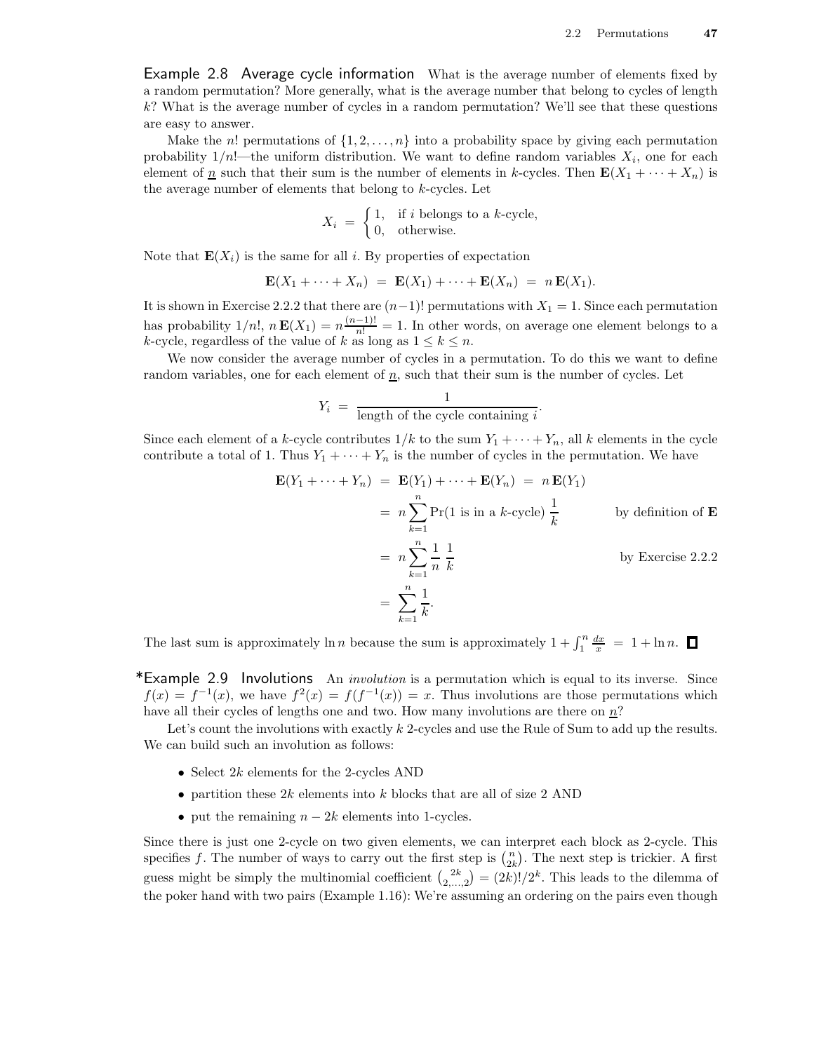**Example 2.8 Average cycle information** What is the average number of elements fixed by a random permutation? More generally, what is the average number that belong to cycles of length $k$? What is the average number of cycles in a random permutation? We'll see that these questions are easy to answer.

Make the $n!$ permutations of $\{1, 2, \ldots, n\}$ into a probability space by giving each permutation probability $1/n!$—the uniform distribution. We want to define random variables $X_i$, one for each element of $\underline{n}$ such that their sum is the number of elements in $k$-cycles. Then $\mathbf{E}(X_1 + \cdots + X_n)$ is the average number of elements that belong to $k$-cycles. Let

$$X_i = \begin{cases} 1, & \text{if } i \text{ belongs to a } k\text{-cycle,} \\ 0, & \text{otherwise.} \end{cases}$$

Note that $\mathbf{E}(X_i)$ is the same for all $i$. By properties of expectation

$$\mathbf{E}(X_1 + \cdots + X_n) = \mathbf{E}(X_1) + \cdots + \mathbf{E}(X_n) = n\,\mathbf{E}(X_1).$$

It is shown in Exercise 2.2.2 that there are $(n-1)!$ permutations with $X_1 = 1$. Since each permutation has probability $1/n!$, $n\,\mathbf{E}(X_1) = n\frac{(n-1)!}{n!} = 1$. In other words, on average one element belongs to a $k$-cycle, regardless of the value of $k$ as long as $1 \le k \le n$.

We now consider the average number of cycles in a permutation. To do this we want to define random variables, one for each element of $\underline{n}$, such that their sum is the number of cycles. Let

$$Y_i = \frac{1}{\text{length of the cycle containing } i}.$$

Since each element of a $k$-cycle contributes $1/k$ to the sum $Y_1 + \cdots + Y_n$, all $k$ elements in the cycle contribute a total of 1. Thus $Y_1 + \cdots + Y_n$ is the number of cycles in the permutation. We have

$$\begin{aligned}
\mathbf{E}(Y_1 + \cdots + Y_n) &= \mathbf{E}(Y_1) + \cdots + \mathbf{E}(Y_n) = n\,\mathbf{E}(Y_1) \\
&= n \sum_{k=1}^{n} \Pr(1 \text{ is in a } k\text{-cycle})\,\frac{1}{k} && \text{by definition of } \mathbf{E} \\
&= n \sum_{k=1}^{n} \frac{1}{n}\,\frac{1}{k} && \text{by Exercise 2.2.2} \\
&= \sum_{k=1}^{n} \frac{1}{k}.
\end{aligned}$$

The last sum is approximately $\ln n$ because the sum is approximately $1 + \int_1^n \frac{dx}{x} = 1 + \ln n$. ☐

***Example 2.9 Involutions** An *involution* is a permutation which is equal to its inverse. Since $f(x) = f^{-1}(x)$, we have $f^2(x) = f(f^{-1}(x)) = x$. Thus involutions are those permutations which have all their cycles of lengths one and two. How many involutions are there on $\underline{n}$?

Let's count the involutions with exactly $k$ 2-cycles and use the Rule of Sum to add up the results. We can build such an involution as follows:

- Select $2k$ elements for the 2-cycles AND
- partition these $2k$ elements into $k$ blocks that are all of size 2 AND
- put the remaining $n - 2k$ elements into 1-cycles.

Since there is just one 2-cycle on two given elements, we can interpret each block as 2-cycle. This specifies $f$. The number of ways to carry out the first step is $\binom{n}{2k}$. The next step is trickier. A first guess might be simply the multinomial coefficient $\binom{2k}{2,\ldots,2} = (2k)!/2^k$. This leads to the dilemma of the poker hand with two pairs (Example 1.16): We're assuming an ordering on the pairs even though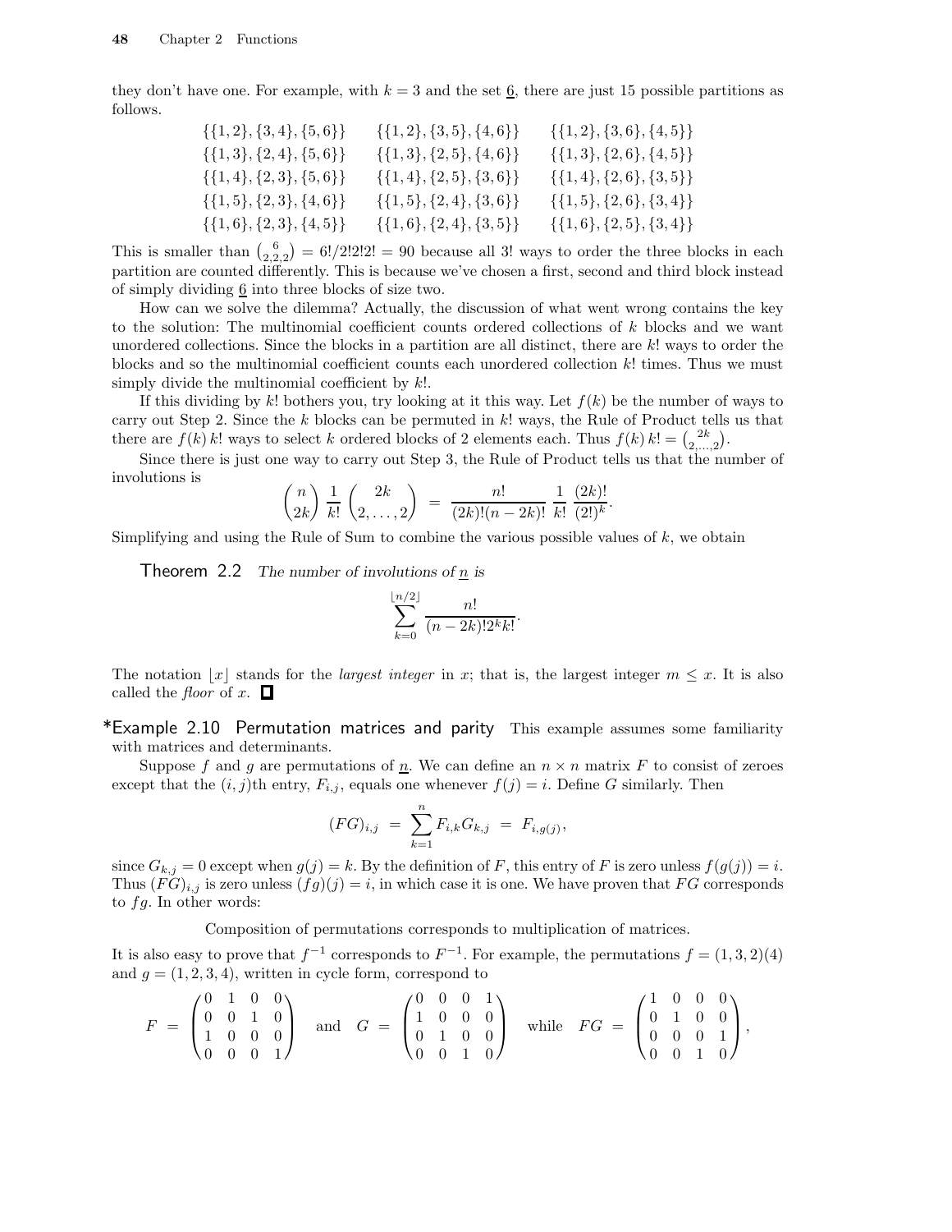they don't have one. For example, with $k = 3$ and the set $\underline{6}$, there are just 15 possible partitions as follows.

$$
\begin{array}{lll}
\{\{1,2\},\{3,4\},\{5,6\}\} & \{\{1,2\},\{3,5\},\{4,6\}\} & \{\{1,2\},\{3,6\},\{4,5\}\} \\
\{\{1,3\},\{2,4\},\{5,6\}\} & \{\{1,3\},\{2,5\},\{4,6\}\} & \{\{1,3\},\{2,6\},\{4,5\}\} \\
\{\{1,4\},\{2,3\},\{5,6\}\} & \{\{1,4\},\{2,5\},\{3,6\}\} & \{\{1,4\},\{2,6\},\{3,5\}\} \\
\{\{1,5\},\{2,3\},\{4,6\}\} & \{\{1,5\},\{2,4\},\{3,6\}\} & \{\{1,5\},\{2,6\},\{3,4\}\} \\
\{\{1,6\},\{2,3\},\{4,5\}\} & \{\{1,6\},\{2,4\},\{3,5\}\} & \{\{1,6\},\{2,5\},\{3,4\}\}
\end{array}
$$

This is smaller than $\binom{6}{2,2,2} = 6!/2!2!2! = 90$ because all 3! ways to order the three blocks in each partition are counted differently. This is because we've chosen a first, second and third block instead of simply dividing $\underline{6}$ into three blocks of size two.

How can we solve the dilemma? Actually, the discussion of what went wrong contains the key to the solution: The multinomial coefficient counts ordered collections of $k$ blocks and we want unordered collections. Since the blocks in a partition are all distinct, there are $k!$ ways to order the blocks and so the multinomial coefficient counts each unordered collection $k!$ times. Thus we must simply divide the multinomial coefficient by $k!$.

If this dividing by $k!$ bothers you, try looking at it this way. Let $f(k)$ be the number of ways to carry out Step 2. Since the $k$ blocks can be permuted in $k!$ ways, the Rule of Product tells us that there are $f(k)\,k!$ ways to select $k$ ordered blocks of 2 elements each. Thus $f(k)\,k! = \binom{2k}{2,\ldots,2}$.

Since there is just one way to carry out Step 3, the Rule of Product tells us that the number of involutions is

$$
\binom{n}{2k}\frac{1}{k!}\binom{2k}{2,\ldots,2} \;=\; \frac{n!}{(2k)!(n-2k)!}\,\frac{1}{k!}\,\frac{(2k)!}{(2!)^k}.
$$

Simplifying and using the Rule of Sum to combine the various possible values of $k$, we obtain

**Theorem 2.2** *The number of involutions of $\underline{n}$ is*

$$
\sum_{k=0}^{\lfloor n/2 \rfloor} \frac{n!}{(n-2k)!2^k k!}.
$$

The notation $\lfloor x \rfloor$ stands for the *largest integer* in $x$; that is, the largest integer $m \le x$. It is also called the *floor* of $x$. □

**\*Example 2.10 Permutation matrices and parity** This example assumes some familiarity with matrices and determinants.

Suppose $f$ and $g$ are permutations of $\underline{n}$. We can define an $n \times n$ matrix $F$ to consist of zeroes except that the $(i,j)$th entry, $F_{i,j}$, equals one whenever $f(j) = i$. Define $G$ similarly. Then

$$
(FG)_{i,j} \;=\; \sum_{k=1}^{n} F_{i,k}G_{k,j} \;=\; F_{i,g(j)},
$$

since $G_{k,j} = 0$ except when $g(j) = k$. By the definition of $F$, this entry of $F$ is zero unless $f(g(j)) = i$. Thus $(FG)_{i,j}$ is zero unless $(fg)(j) = i$, in which case it is one. We have proven that $FG$ corresponds to $fg$. In other words:

Composition of permutations corresponds to multiplication of matrices.

It is also easy to prove that $f^{-1}$ corresponds to $F^{-1}$. For example, the permutations $f = (1,3,2)(4)$ and $g = (1,2,3,4)$, written in cycle form, correspond to

$$
F \;=\; \begin{pmatrix} 0 & 1 & 0 & 0 \\ 0 & 0 & 1 & 0 \\ 1 & 0 & 0 & 0 \\ 0 & 0 & 0 & 1 \end{pmatrix} \quad\text{and}\quad G \;=\; \begin{pmatrix} 0 & 0 & 0 & 1 \\ 1 & 0 & 0 & 0 \\ 0 & 1 & 0 & 0 \\ 0 & 0 & 1 & 0 \end{pmatrix} \quad\text{while}\quad FG \;=\; \begin{pmatrix} 1 & 0 & 0 & 0 \\ 0 & 1 & 0 & 0 \\ 0 & 0 & 0 & 1 \\ 0 & 0 & 1 & 0 \end{pmatrix},
$$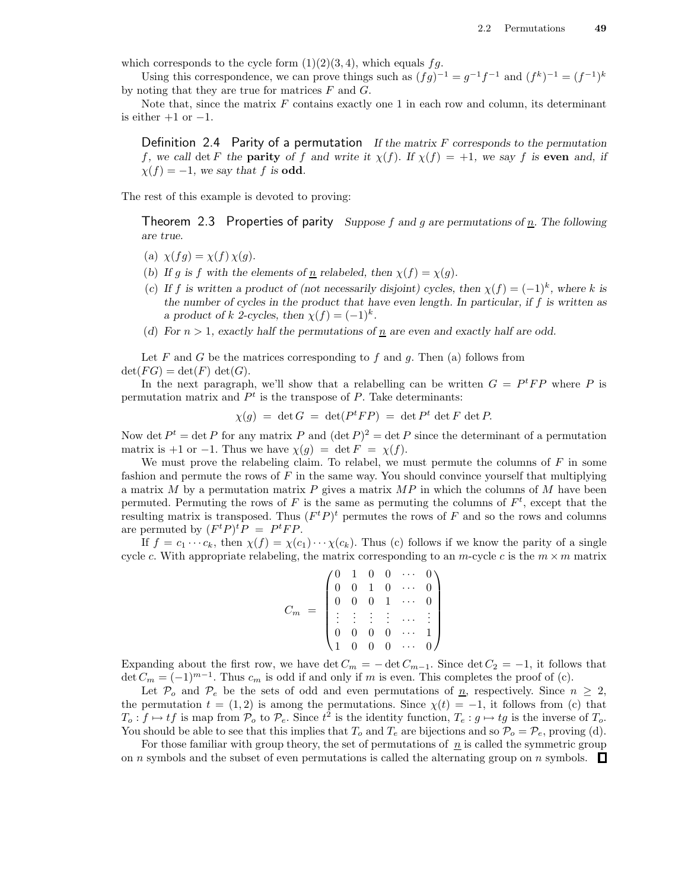which corresponds to the cycle form $(1)(2)(3,4)$, which equals $fg$.

Using this correspondence, we can prove things such as $(fg)^{-1} = g^{-1}f^{-1}$ and $(f^k)^{-1} = (f^{-1})^k$ by noting that they are true for matrices $F$ and $G$.

Note that, since the matrix $F$ contains exactly one 1 in each row and column, its determinant is either $+1$ or $-1$.

**Definition 2.4 Parity of a permutation** *If the matrix $F$ corresponds to the permutation $f$, we call $\det F$ the* **parity** *of $f$ and write it $\chi(f)$. If $\chi(f) = +1$, we say $f$ is* **even** *and, if $\chi(f) = -1$, we say that $f$ is* **odd**.

The rest of this example is devoted to proving:

**Theorem 2.3 Properties of parity** *Suppose $f$ and $g$ are permutations of $\underline{n}$. The following are true.*

(a) *$\chi(fg) = \chi(f)\,\chi(g)$.*

(b) *If $g$ is $f$ with the elements of $\underline{n}$ relabeled, then $\chi(f) = \chi(g)$.*

(c) *If $f$ is written a product of (not necessarily disjoint) cycles, then $\chi(f) = (-1)^k$, where $k$ is the number of cycles in the product that have even length. In particular, if $f$ is written as a product of $k$ 2-cycles, then $\chi(f) = (-1)^k$.*

(d) *For $n > 1$, exactly half the permutations of $\underline{n}$ are even and exactly half are odd.*

Let $F$ and $G$ be the matrices corresponding to $f$ and $g$. Then (a) follows from $\det(FG) = \det(F)\,\det(G)$.

In the next paragraph, we'll show that a relabelling can be written $G = P^tFP$ where $P$ is permutation matrix and $P^t$ is the transpose of $P$. Take determinants:

$$\chi(g) \;=\; \det G \;=\; \det(P^tFP) \;=\; \det P^t \det F \det P.$$

Now $\det P^t = \det P$ for any matrix $P$ and $(\det P)^2 = \det P$ since the determinant of a permutation matrix is $+1$ or $-1$. Thus we have $\chi(g) \;=\; \det F \;=\; \chi(f)$.

We must prove the relabeling claim. To relabel, we must permute the columns of $F$ in some fashion and permute the rows of $F$ in the same way. You should convince yourself that multiplying a matrix $M$ by a permutation matrix $P$ gives a matrix $MP$ in which the columns of $M$ have been permuted. Permuting the rows of $F$ is the same as permuting the columns of $F^t$, except that the resulting matrix is transposed. Thus $(F^tP)^t$ permutes the rows of $F$ and so the rows and columns are permuted by $(F^tP)^tP \;=\; P^tFP$.

If $f = c_1 \cdots c_k$, then $\chi(f) = \chi(c_1)\cdots\chi(c_k)$. Thus (c) follows if we know the parity of a single cycle $c$. With appropriate relabeling, the matrix corresponding to an $m$-cycle $c$ is the $m \times m$ matrix

$$C_m \;=\; \begin{pmatrix} 0 & 1 & 0 & 0 & \cdots & 0 \\ 0 & 0 & 1 & 0 & \cdots & 0 \\ 0 & 0 & 0 & 1 & \cdots & 0 \\ \vdots & \vdots & \vdots & \vdots & \cdots & \vdots \\ 0 & 0 & 0 & 0 & \cdots & 1 \\ 1 & 0 & 0 & 0 & \cdots & 0 \end{pmatrix}$$

Expanding about the first row, we have $\det C_m = -\det C_{m-1}$. Since $\det C_2 = -1$, it follows that $\det C_m = (-1)^{m-1}$. Thus $c_m$ is odd if and only if $m$ is even. This completes the proof of (c).

Let $\mathcal{P}_o$ and $\mathcal{P}_e$ be the sets of odd and even permutations of $\underline{n}$, respectively. Since $n \geq 2$, the permutation $t = (1,2)$ is among the permutations. Since $\chi(t) = -1$, it follows from (c) that $T_o : f \mapsto tf$ is map from $\mathcal{P}_o$ to $\mathcal{P}_e$. Since $t^2$ is the identity function, $T_e : g \mapsto tg$ is the inverse of $T_o$. You should be able to see that this implies that $T_o$ and $T_e$ are bijections and so $\mathcal{P}_o = \mathcal{P}_e$, proving (d).

For those familiar with group theory, the set of permutations of $\underline{n}$ is called the symmetric group on $n$ symbols and the subset of even permutations is called the alternating group on $n$ symbols. ◻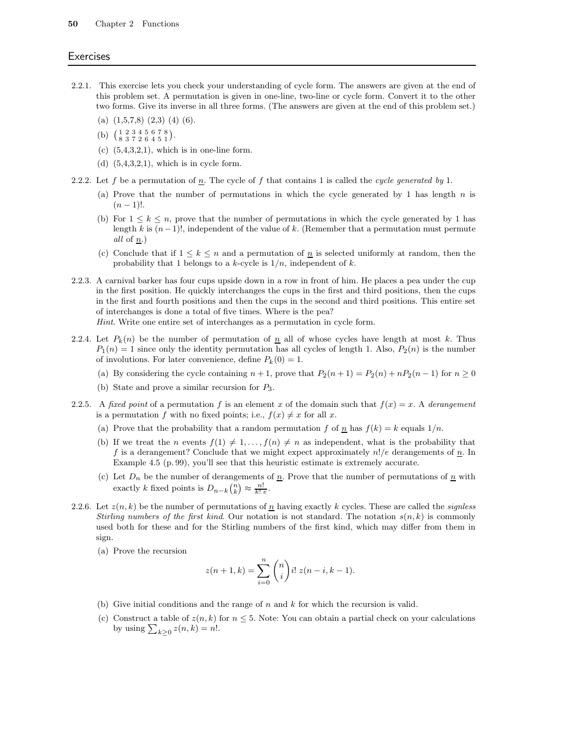## Exercises

2.2.1. This exercise lets you check your understanding of cycle form. The answers are given at the end of this problem set. A permutation is given in one-line, two-line or cycle form. Convert it to the other two forms. Give its inverse in all three forms. (The answers are given at the end of this problem set.)

   (a) (1,5,7,8) (2,3) (4) (6).

   (b) $\begin{pmatrix} 1 & 2 & 3 & 4 & 5 & 6 & 7 & 8 \\ 8 & 3 & 7 & 2 & 6 & 4 & 5 & 1 \end{pmatrix}$.

   (c) (5,4,3,2,1), which is in one-line form.

   (d) (5,4,3,2,1), which is in cycle form.

2.2.2. Let $f$ be a permutation of $\underline{n}$. The cycle of $f$ that contains 1 is called the *cycle generated by* 1.

   (a) Prove that the number of permutations in which the cycle generated by 1 has length $n$ is $(n-1)!$.

   (b) For $1 \le k \le n$, prove that the number of permutations in which the cycle generated by 1 has length $k$ is $(n-1)!$, independent of the value of $k$. (Remember that a permutation must permute *all* of $\underline{n}$.)

   (c) Conclude that if $1 \le k \le n$ and a permutation of $\underline{n}$ is selected uniformly at random, then the probability that 1 belongs to a $k$-cycle is $1/n$, independent of $k$.

2.2.3. A carnival barker has four cups upside down in a row in front of him. He places a pea under the cup in the first position. He quickly interchanges the cups in the first and third positions, then the cups in the first and fourth positions and then the cups in the second and third positions. This entire set of interchanges is done a total of five times. Where is the pea?
*Hint*. Write one entire set of interchanges as a permutation in cycle form.

2.2.4. Let $P_k(n)$ be the number of permutation of $\underline{n}$ all of whose cycles have length at most $k$. Thus $P_1(n) = 1$ since only the identity permutation has all cycles of length 1. Also, $P_2(n)$ is the number of involutions. For later convenience, define $P_k(0) = 1$.

   (a) By considering the cycle containing $n+1$, prove that $P_2(n+1) = P_2(n) + nP_2(n-1)$ for $n \ge 0$

   (b) State and prove a similar recursion for $P_3$.

2.2.5. A *fixed point* of a permutation $f$ is an element $x$ of the domain such that $f(x) = x$. A *derangement* is a permutation $f$ with no fixed points; i.e., $f(x) \ne x$ for all $x$.

   (a) Prove that the probability that a random permutation $f$ of $\underline{n}$ has $f(k) = k$ equals $1/n$.

   (b) If we treat the $n$ events $f(1) \ne 1, \ldots, f(n) \ne n$ as independent, what is the probability that $f$ is a derangement? Conclude that we might expect approximately $n!/e$ derangements of $\underline{n}$. In Example 4.5 (p. 99), you'll see that this heuristic estimate is extremely accurate.

   (c) Let $D_n$ be the number of derangements of $\underline{n}$. Prove that the number of permutations of $\underline{n}$ with exactly $k$ fixed points is $D_{n-k}\binom{n}{k} \approx \frac{n!}{k!\,e}$.

2.2.6. Let $z(n,k)$ be the number of permutations of $\underline{n}$ having exactly $k$ cycles. These are called the *signless Stirling numbers of the first kind*. Our notation is not standard. The notation $s(n,k)$ is commonly used both for these and for the Stirling numbers of the first kind, which may differ from them in sign.

   (a) Prove the recursion

$$z(n+1,k) = \sum_{i=0}^{n} \binom{n}{i} i!\, z(n-i,k-1).$$

   (b) Give initial conditions and the range of $n$ and $k$ for which the recursion is valid.

   (c) Construct a table of $z(n,k)$ for $n \le 5$. Note: You can obtain a partial check on your calculations by using $\sum_{k\ge 0} z(n,k) = n!$.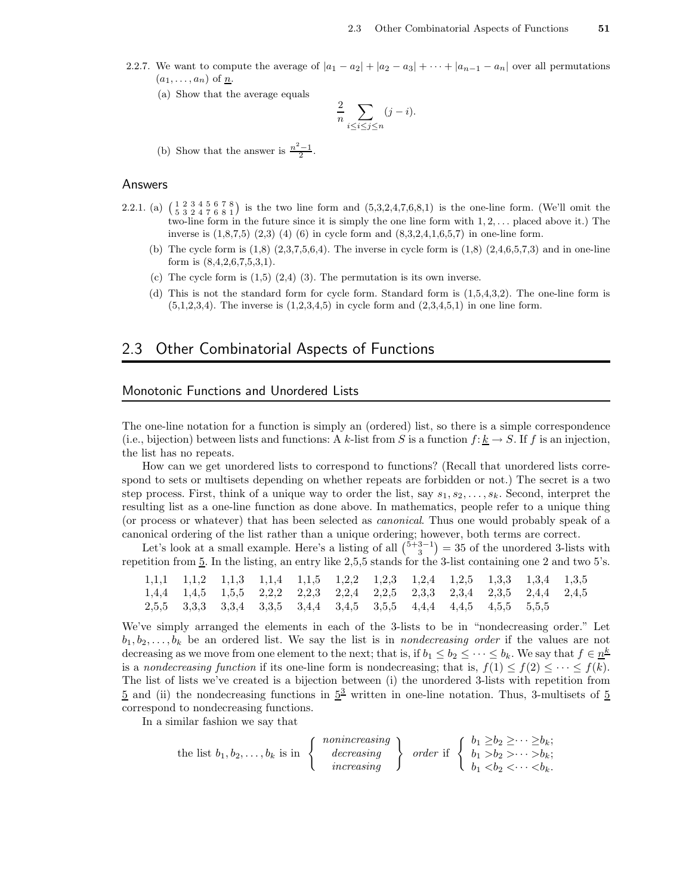2.2.7. We want to compute the average of $|a_1 - a_2| + |a_2 - a_3| + \cdots + |a_{n-1} - a_n|$ over all permutations $(a_1, \ldots, a_n)$ of $\underline{n}$.

(a) Show that the average equals

$$\frac{2}{n} \sum_{i \le i \le j \le n} (j - i).$$

(b) Show that the answer is $\frac{n^2-1}{2}$.

## Answers

2.2.1. (a) $\left(\begin{smallmatrix} 1 & 2 & 3 & 4 & 5 & 6 & 7 & 8 \\ 5 & 3 & 2 & 4 & 7 & 6 & 8 & 1 \end{smallmatrix}\right)$ is the two line form and (5,3,2,4,7,6,8,1) is the one-line form. (We'll omit the two-line form in the future since it is simply the one line form with $1, 2, \ldots$ placed above it.) The inverse is (1,8,7,5) (2,3) (4) (6) in cycle form and (8,3,2,4,1,6,5,7) in one-line form.

(b) The cycle form is (1,8) (2,3,7,5,6,4). The inverse in cycle form is (1,8) (2,4,6,5,7,3) and in one-line form is (8,4,2,6,7,5,3,1).

(c) The cycle form is (1,5) (2,4) (3). The permutation is its own inverse.

(d) This is not the standard form for cycle form. Standard form is (1,5,4,3,2). The one-line form is (5,1,2,3,4). The inverse is (1,2,3,4,5) in cycle form and (2,3,4,5,1) in one line form.

## 2.3 Other Combinatorial Aspects of Functions

### Monotonic Functions and Unordered Lists

The one-line notation for a function is simply an (ordered) list, so there is a simple correspondence (i.e., bijection) between lists and functions: A $k$-list from $S$ is a function $f: \underline{k} \to S$. If $f$ is an injection, the list has no repeats.

How can we get unordered lists to correspond to functions? (Recall that unordered lists correspond to sets or multisets depending on whether repeats are forbidden or not.) The secret is a two step process. First, think of a unique way to order the list, say $s_1, s_2, \ldots, s_k$. Second, interpret the resulting list as a one-line function as done above. In mathematics, people refer to a unique thing (or process or whatever) that has been selected as *canonical*. Thus one would probably speak of a canonical ordering of the list rather than a unique ordering; however, both terms are correct.

Let's look at a small example. Here's a listing of all $\binom{5+3-1}{3} = 35$ of the unordered 3-lists with repetition from $\underline{5}$. In the listing, an entry like 2,5,5 stands for the 3-list containing one 2 and two 5's.

| | | | | | | | | | | | |
|---|---|---|---|---|---|---|---|---|---|---|---|
| 1,1,1 | 1,1,2 | 1,1,3 | 1,1,4 | 1,1,5 | 1,2,2 | 1,2,3 | 1,2,4 | 1,2,5 | 1,3,3 | 1,3,4 | 1,3,5 |
| 1,4,4 | 1,4,5 | 1,5,5 | 2,2,2 | 2,2,3 | 2,2,4 | 2,2,5 | 2,3,3 | 2,3,4 | 2,3,5 | 2,4,4 | 2,4,5 |
| 2,5,5 | 3,3,3 | 3,3,4 | 3,3,5 | 3,4,4 | 3,4,5 | 3,5,5 | 4,4,4 | 4,4,5 | 4,5,5 | 5,5,5 | |

We've simply arranged the elements in each of the 3-lists to be in "nondecreasing order." Let $b_1, b_2, \ldots, b_k$ be an ordered list. We say the list is in *nondecreasing order* if the values are not decreasing as we move from one element to the next; that is, if $b_1 \le b_2 \le \cdots \le b_k$. We say that $f \in \underline{n}^{\underline{k}}$ is a *nondecreasing function* if its one-line form is nondecreasing; that is, $f(1) \le f(2) \le \cdots \le f(k)$. The list of lists we've created is a bijection between (i) the unordered 3-lists with repetition from $\underline{5}$ and (ii) the nondecreasing functions in $\underline{5}^{\underline{3}}$ written in one-line notation. Thus, 3-multisets of $\underline{5}$ correspond to nondecreasing functions.

In a similar fashion we say that

$$\text{the list } b_1, b_2, \ldots, b_k \text{ is in } \left\{ \begin{array}{c} \textit{nonincreasing} \\ \textit{decreasing} \\ \textit{increasing} \end{array} \right\} \textit{ order} \text{ if } \left\{ \begin{array}{l} b_1 \ge b_2 \ge \cdots \ge b_k; \\ b_1 > b_2 > \cdots > b_k; \\ b_1 < b_2 < \cdots < b_k. \end{array} \right.$$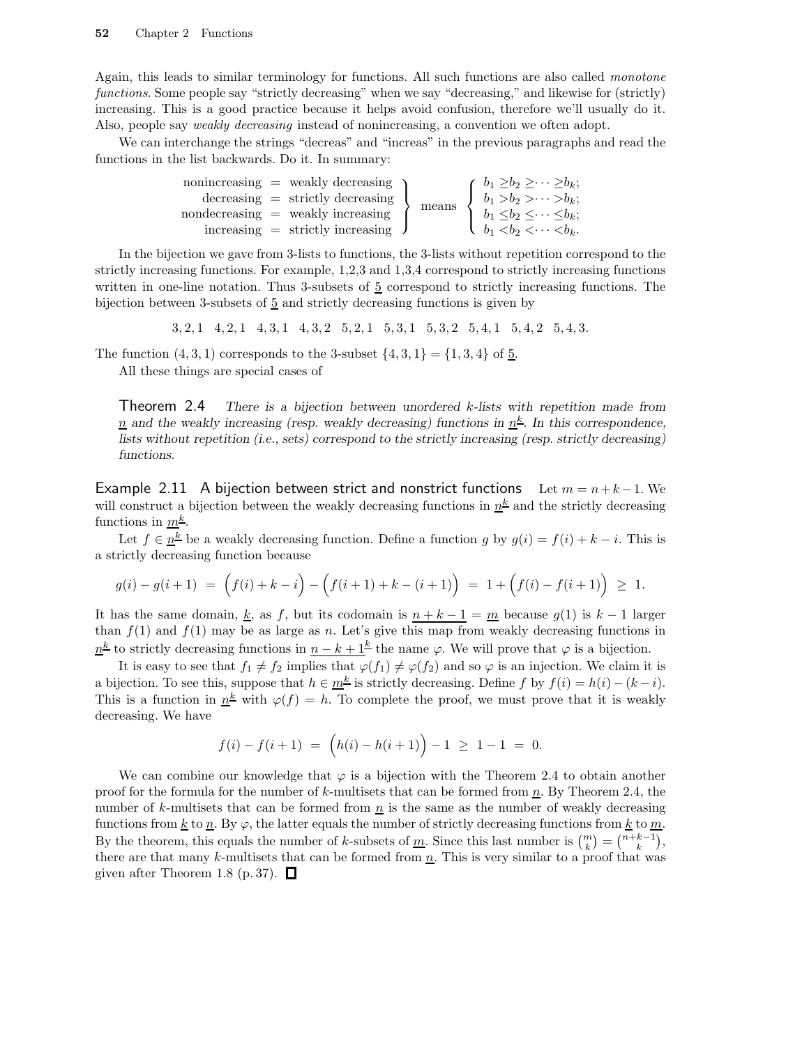Again, this leads to similar terminology for functions. All such functions are also called *monotone functions*. Some people say "strictly decreasing" when we say "decreasing," and likewise for (strictly) increasing. This is a good practice because it helps avoid confusion, therefore we'll usually do it. Also, people say *weakly decreasing* instead of nonincreasing, a convention we often adopt.

We can interchange the strings "decreas" and "increas" in the previous paragraphs and read the functions in the list backwards. Do it. In summary:

$$\left.\begin{array}{rcl} \text{nonincreasing} &=& \text{weakly decreasing} \\ \text{decreasing} &=& \text{strictly decreasing} \\ \text{nondecreasing} &=& \text{weakly increasing} \\ \text{increasing} &=& \text{strictly increasing} \end{array}\right\} \text{ means } \left\{\begin{array}{l} b_1 \geq b_2 \geq \cdots \geq b_k; \\ b_1 > b_2 > \cdots > b_k; \\ b_1 \leq b_2 \leq \cdots \leq b_k; \\ b_1 < b_2 < \cdots < b_k. \end{array}\right.$$

In the bijection we gave from 3-lists to functions, the 3-lists without repetition correspond to the strictly increasing functions. For example, 1,2,3 and 1,3,4 correspond to strictly increasing functions written in one-line notation. Thus 3-subsets of $\underline{5}$ correspond to strictly increasing functions. The bijection between 3-subsets of $\underline{5}$ and strictly decreasing functions is given by

$$3,2,1 \quad 4,2,1 \quad 4,3,1 \quad 4,3,2 \quad 5,2,1 \quad 5,3,1 \quad 5,3,2 \quad 5,4,1 \quad 5,4,2 \quad 5,4,3.$$

The function $(4,3,1)$ corresponds to the 3-subset $\{4,3,1\} = \{1,3,4\}$ of $\underline{5}$.

All these things are special cases of

**Theorem 2.4** *There is a bijection between unordered $k$-lists with repetition made from $\underline{n}$ and the weakly increasing (resp. weakly decreasing) functions in $\underline{n}^{\underline{k}}$. In this correspondence, lists without repetition (i.e., sets) correspond to the strictly increasing (resp. strictly decreasing) functions.*

**Example 2.11 A bijection between strict and nonstrict functions** Let $m = n+k-1$. We will construct a bijection between the weakly decreasing functions in $\underline{n}^{\underline{k}}$ and the strictly decreasing functions in $\underline{m}^{\underline{k}}$.

Let $f \in \underline{n}^{\underline{k}}$ be a weakly decreasing function. Define a function $g$ by $g(i) = f(i) + k - i$. This is a strictly decreasing function because

$$g(i) - g(i+1) \;=\; \Big(f(i) + k - i\Big) - \Big(f(i+1) + k - (i+1)\Big) \;=\; 1 + \Big(f(i) - f(i+1)\Big) \;\geq\; 1.$$

It has the same domain, $\underline{k}$, as $f$, but its codomain is $\underline{n+k-1} = \underline{m}$ because $g(1)$ is $k-1$ larger than $f(1)$ and $f(1)$ may be as large as $n$. Let's give this map from weakly decreasing functions in $\underline{n}^{\underline{k}}$ to strictly decreasing functions in $\underline{n-k+1}^{\underline{k}}$ the name $\varphi$. We will prove that $\varphi$ is a bijection.

It is easy to see that $f_1 \neq f_2$ implies that $\varphi(f_1) \neq \varphi(f_2)$ and so $\varphi$ is an injection. We claim it is a bijection. To see this, suppose that $h \in \underline{m}^{\underline{k}}$ is strictly decreasing. Define $f$ by $f(i) = h(i) - (k-i)$. This is a function in $\underline{n}^{\underline{k}}$ with $\varphi(f) = h$. To complete the proof, we must prove that it is weakly decreasing. We have

$$f(i) - f(i+1) \;=\; \Big(h(i) - h(i+1)\Big) - 1 \;\geq\; 1 - 1 \;=\; 0.$$

We can combine our knowledge that $\varphi$ is a bijection with the Theorem 2.4 to obtain another proof for the formula for the number of $k$-multisets that can be formed from $\underline{n}$. By Theorem 2.4, the number of $k$-multisets that can be formed from $\underline{n}$ is the same as the number of weakly decreasing functions from $\underline{k}$ to $\underline{n}$. By $\varphi$, the latter equals the number of strictly decreasing functions from $\underline{k}$ to $\underline{m}$. By the theorem, this equals the number of $k$-subsets of $\underline{m}$. Since this last number is $\binom{m}{k} = \binom{n+k-1}{k}$, there are that many $k$-multisets that can be formed from $\underline{n}$. This is very similar to a proof that was given after Theorem 1.8 (p. 37). □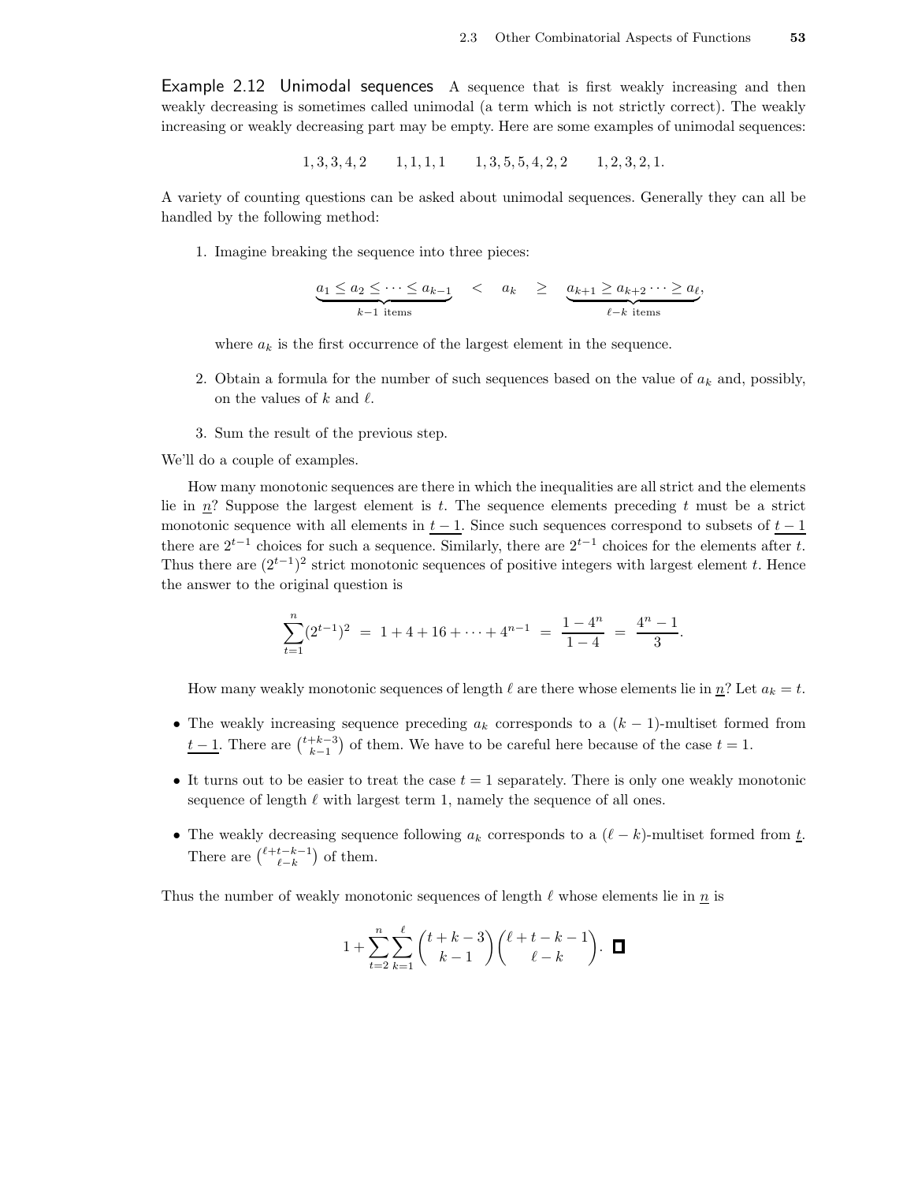**Example 2.12 Unimodal sequences** A sequence that is first weakly increasing and then weakly decreasing is sometimes called unimodal (a term which is not strictly correct). The weakly increasing or weakly decreasing part may be empty. Here are some examples of unimodal sequences:

$$1, 3, 3, 4, 2 \qquad 1, 1, 1, 1 \qquad 1, 3, 5, 5, 4, 2, 2 \qquad 1, 2, 3, 2, 1.$$

A variety of counting questions can be asked about unimodal sequences. Generally they can all be handled by the following method:

1. Imagine breaking the sequence into three pieces:

$$\underbrace{a_1 \leq a_2 \leq \cdots \leq a_{k-1}}_{k-1 \text{ items}} \quad < \quad a_k \quad \geq \quad \underbrace{a_{k+1} \geq a_{k+2} \cdots \geq a_\ell}_{\ell-k \text{ items}},$$

   where $a_k$ is the first occurrence of the largest element in the sequence.

2. Obtain a formula for the number of such sequences based on the value of $a_k$ and, possibly, on the values of $k$ and $\ell$.

3. Sum the result of the previous step.

We'll do a couple of examples.

How many monotonic sequences are there in which the inequalities are all strict and the elements lie in $\underline{n}$? Suppose the largest element is $t$. The sequence elements preceding $t$ must be a strict monotonic sequence with all elements in $\underline{t-1}$. Since such sequences correspond to subsets of $\underline{t-1}$ there are $2^{t-1}$ choices for such a sequence. Similarly, there are $2^{t-1}$ choices for the elements after $t$. Thus there are $(2^{t-1})^2$ strict monotonic sequences of positive integers with largest element $t$. Hence the answer to the original question is

$$\sum_{t=1}^{n}(2^{t-1})^2 \;=\; 1 + 4 + 16 + \cdots + 4^{n-1} \;=\; \frac{1-4^n}{1-4} \;=\; \frac{4^n-1}{3}.$$

How many weakly monotonic sequences of length $\ell$ are there whose elements lie in $\underline{n}$? Let $a_k = t$.

- The weakly increasing sequence preceding $a_k$ corresponds to a $(k-1)$-multiset formed from $\underline{t-1}$. There are $\binom{t+k-3}{k-1}$ of them. We have to be careful here because of the case $t = 1$.
- It turns out to be easier to treat the case $t = 1$ separately. There is only one weakly monotonic sequence of length $\ell$ with largest term 1, namely the sequence of all ones.
- The weakly decreasing sequence following $a_k$ corresponds to a $(\ell - k)$-multiset formed from $\underline{t}$. There are $\binom{\ell+t-k-1}{\ell-k}$ of them.

Thus the number of weakly monotonic sequences of length $\ell$ whose elements lie in $\underline{n}$ is

$$1 + \sum_{t=2}^{n}\sum_{k=1}^{\ell}\binom{t+k-3}{k-1}\binom{\ell+t-k-1}{\ell-k}. \quad \square$$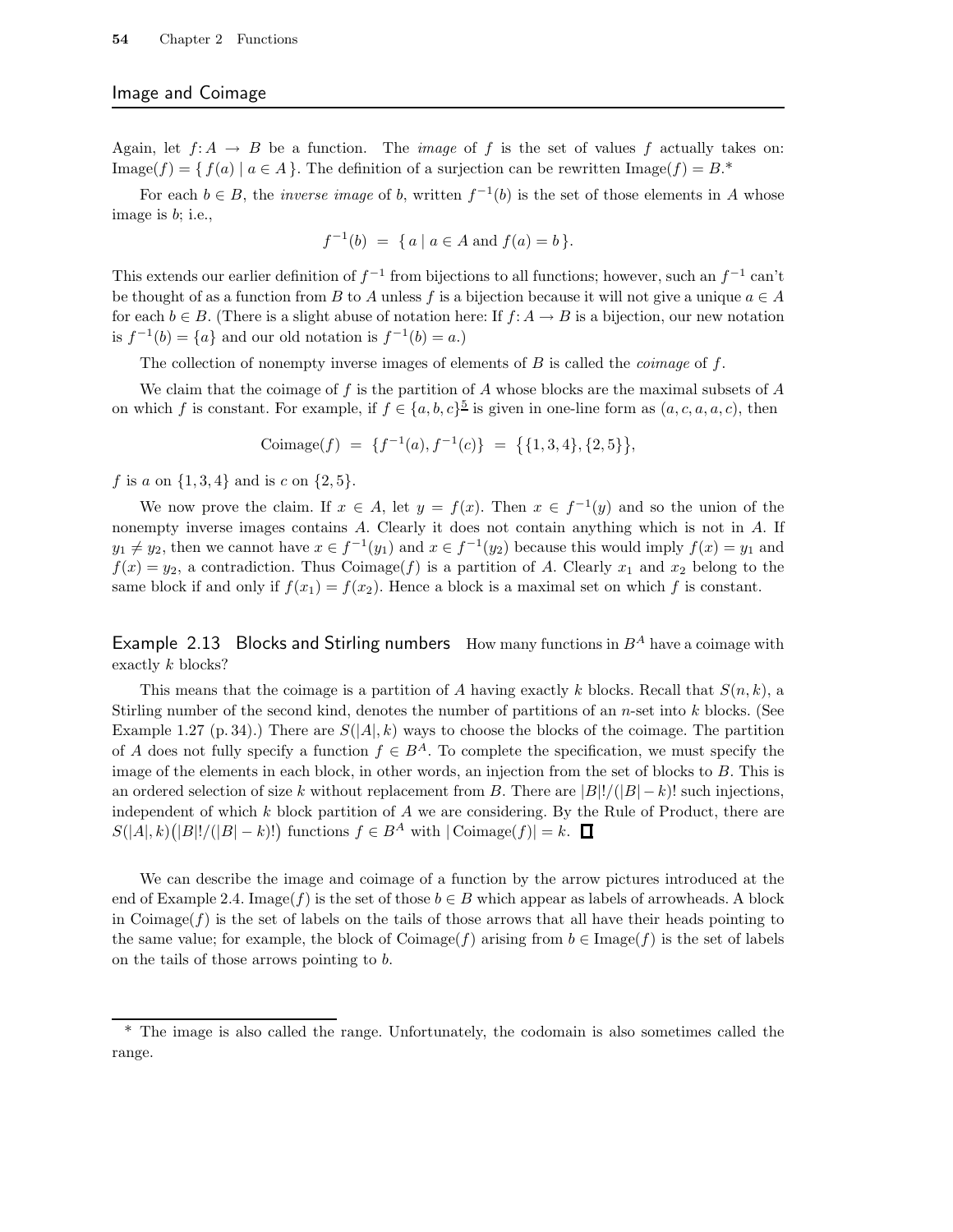## Image and Coimage

Again, let $f: A \to B$ be a function. The *image* of $f$ is the set of values $f$ actually takes on: $\text{Image}(f) = \{ f(a) \mid a \in A \}$. The definition of a surjection can be rewritten $\text{Image}(f) = B$.*

For each $b \in B$, the *inverse image* of $b$, written $f^{-1}(b)$ is the set of those elements in $A$ whose image is $b$; i.e.,

$$f^{-1}(b) \;=\; \{ a \mid a \in A \text{ and } f(a) = b \}.$$

This extends our earlier definition of $f^{-1}$ from bijections to all functions; however, such an $f^{-1}$ can't be thought of as a function from $B$ to $A$ unless $f$ is a bijection because it will not give a unique $a \in A$ for each $b \in B$. (There is a slight abuse of notation here: If $f: A \to B$ is a bijection, our new notation is $f^{-1}(b) = \{a\}$ and our old notation is $f^{-1}(b) = a$.)

The collection of nonempty inverse images of elements of $B$ is called the *coimage* of $f$.

We claim that the coimage of $f$ is the partition of $A$ whose blocks are the maximal subsets of $A$ on which $f$ is constant. For example, if $f \in \{a, b, c\}^{\underline{5}}$ is given in one-line form as $(a, c, a, a, c)$, then

$$\text{Coimage}(f) \;=\; \{f^{-1}(a), f^{-1}(c)\} \;=\; \big\{\{1,3,4\}, \{2,5\}\big\},$$

$f$ is $a$ on $\{1,3,4\}$ and is $c$ on $\{2,5\}$.

We now prove the claim. If $x \in A$, let $y = f(x)$. Then $x \in f^{-1}(y)$ and so the union of the nonempty inverse images contains $A$. Clearly it does not contain anything which is not in $A$. If $y_1 \neq y_2$, then we cannot have $x \in f^{-1}(y_1)$ and $x \in f^{-1}(y_2)$ because this would imply $f(x) = y_1$ and $f(x) = y_2$, a contradiction. Thus $\text{Coimage}(f)$ is a partition of $A$. Clearly $x_1$ and $x_2$ belong to the same block if and only if $f(x_1) = f(x_2)$. Hence a block is a maximal set on which $f$ is constant.

**Example 2.13 Blocks and Stirling numbers** How many functions in $B^A$ have a coimage with exactly $k$ blocks?

This means that the coimage is a partition of $A$ having exactly $k$ blocks. Recall that $S(n,k)$, a Stirling number of the second kind, denotes the number of partitions of an $n$-set into $k$ blocks. (See Example 1.27 (p. 34).) There are $S(|A|, k)$ ways to choose the blocks of the coimage. The partition of $A$ does not fully specify a function $f \in B^A$. To complete the specification, we must specify the image of the elements in each block, in other words, an injection from the set of blocks to $B$. This is an ordered selection of size $k$ without replacement from $B$. There are $|B|!/(|B|-k)!$ such injections, independent of which $k$ block partition of $A$ we are considering. By the Rule of Product, there are $S(|A|, k)\big(|B|!/(|B|-k)!\big)$ functions $f \in B^A$ with $|\text{Coimage}(f)| = k$. $\square$

We can describe the image and coimage of a function by the arrow pictures introduced at the end of Example 2.4. $\text{Image}(f)$ is the set of those $b \in B$ which appear as labels of arrowheads. A block in $\text{Coimage}(f)$ is the set of labels on the tails of those arrows that all have their heads pointing to the same value; for example, the block of $\text{Coimage}(f)$ arising from $b \in \text{Image}(f)$ is the set of labels on the tails of those arrows pointing to $b$.

---

* The image is also called the range. Unfortunately, the codomain is also sometimes called the range.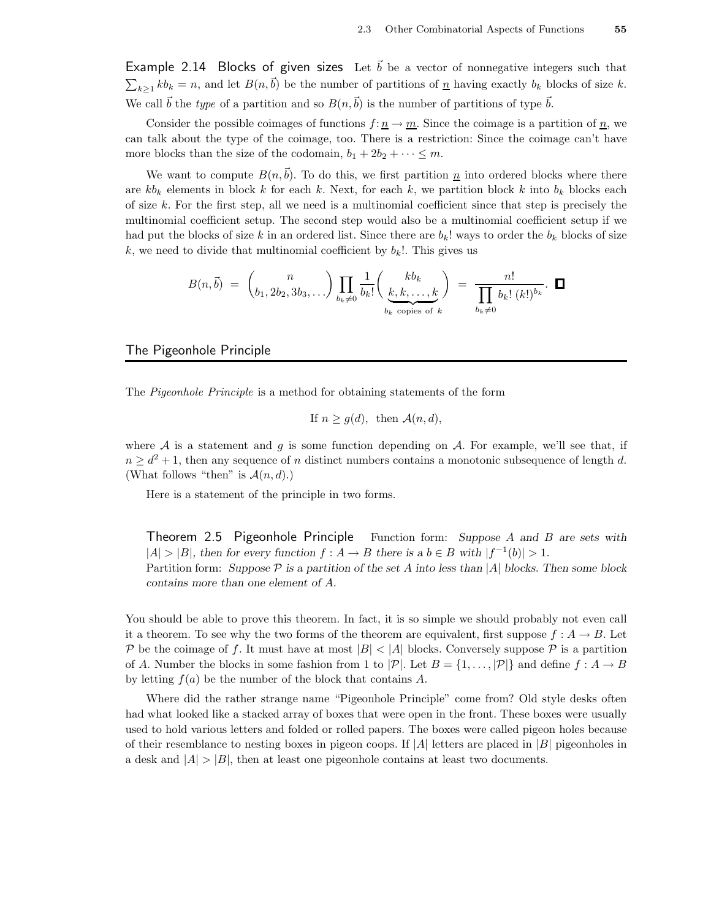**Example 2.14 Blocks of given sizes** Let $\vec{b}$ be a vector of nonnegative integers such that $\sum_{k\geq 1} kb_k = n$, and let $B(n,\vec{b})$ be the number of partitions of $\underline{n}$ having exactly $b_k$ blocks of size $k$. We call $\vec{b}$ the *type* of a partition and so $B(n,\vec{b})$ is the number of partitions of type $\vec{b}$.

Consider the possible coimages of functions $f\colon \underline{n} \to \underline{m}$. Since the coimage is a partition of $\underline{n}$, we can talk about the type of the coimage, too. There is a restriction: Since the coimage can't have more blocks than the size of the codomain, $b_1 + 2b_2 + \cdots \leq m$.

We want to compute $B(n,\vec{b})$. To do this, we first partition $\underline{n}$ into ordered blocks where there are $kb_k$ elements in block $k$ for each $k$. Next, for each $k$, we partition block $k$ into $b_k$ blocks each of size $k$. For the first step, all we need is a multinomial coefficient since that step is precisely the multinomial coefficient setup. The second step would also be a multinomial coefficient setup if we had put the blocks of size $k$ in an ordered list. Since there are $b_k!$ ways to order the $b_k$ blocks of size $k$, we need to divide that multinomial coefficient by $b_k!$. This gives us

$$B(n,\vec{b}) \;=\; \binom{n}{b_1, 2b_2, 3b_3, \ldots} \prod_{b_k \neq 0} \frac{1}{b_k!} \binom{kb_k}{\underbrace{k, k, \ldots, k}_{b_k \text{ copies of } k}} \;=\; \frac{n!}{\prod_{b_k \neq 0} b_k!\,(k!)^{b_k}}. \quad \square$$

## The Pigeonhole Principle

The *Pigeonhole Principle* is a method for obtaining statements of the form

$$\text{If } n \geq g(d), \text{ then } \mathcal{A}(n,d),$$

where $\mathcal{A}$ is a statement and $g$ is some function depending on $\mathcal{A}$. For example, we'll see that, if $n \geq d^2 + 1$, then any sequence of $n$ distinct numbers contains a monotonic subsequence of length $d$. (What follows "then" is $\mathcal{A}(n,d)$.)

Here is a statement of the principle in two forms.

> **Theorem 2.5 Pigeonhole Principle** Function form: *Suppose $A$ and $B$ are sets with $|A| > |B|$, then for every function $f : A \to B$ there is a $b \in B$ with $|f^{-1}(b)| > 1$.*
> Partition form: *Suppose $\mathcal{P}$ is a partition of the set $A$ into less than $|A|$ blocks. Then some block contains more than one element of $A$.*

You should be able to prove this theorem. In fact, it is so simple we should probably not even call it a theorem. To see why the two forms of the theorem are equivalent, first suppose $f : A \to B$. Let $\mathcal{P}$ be the coimage of $f$. It must have at most $|B| < |A|$ blocks. Conversely suppose $\mathcal{P}$ is a partition of $A$. Number the blocks in some fashion from 1 to $|\mathcal{P}|$. Let $B = \{1, \ldots, |\mathcal{P}|\}$ and define $f : A \to B$ by letting $f(a)$ be the number of the block that contains $A$.

Where did the rather strange name "Pigeonhole Principle" come from? Old style desks often had what looked like a stacked array of boxes that were open in the front. These boxes were usually used to hold various letters and folded or rolled papers. The boxes were called pigeon holes because of their resemblance to nesting boxes in pigeon coops. If $|A|$ letters are placed in $|B|$ pigeonholes in a desk and $|A| > |B|$, then at least one pigeonhole contains at least two documents.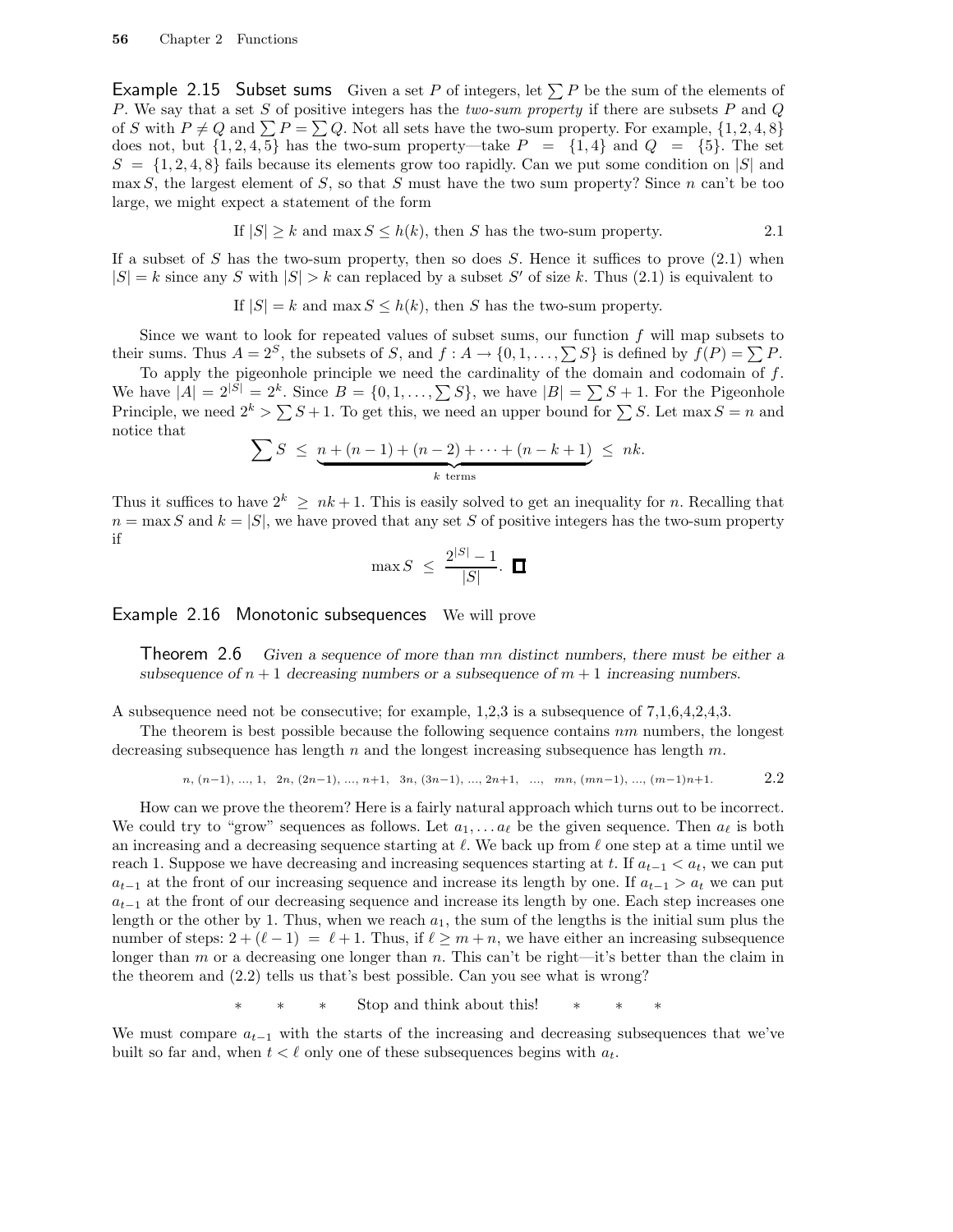**Example 2.15 Subset sums** Given a set $P$ of integers, let $\sum P$ be the sum of the elements of $P$. We say that a set $S$ of positive integers has the *two-sum property* if there are subsets $P$ and $Q$ of $S$ with $P \neq Q$ and $\sum P = \sum Q$. Not all sets have the two-sum property. For example, $\{1, 2, 4, 8\}$ does not, but $\{1, 2, 4, 5\}$ has the two-sum property—take $P = \{1, 4\}$ and $Q = \{5\}$. The set $S = \{1, 2, 4, 8\}$ fails because its elements grow too rapidly. Can we put some condition on $|S|$ and $\max S$, the largest element of $S$, so that $S$ must have the two sum property? Since $n$ can't be too large, we might expect a statement of the form

$$\text{If } |S| \geq k \text{ and } \max S \leq h(k), \text{ then } S \text{ has the two-sum property.} \tag{2.1}$$

If a subset of $S$ has the two-sum property, then so does $S$. Hence it suffices to prove (2.1) when $|S| = k$ since any $S$ with $|S| > k$ can replaced by a subset $S'$ of size $k$. Thus (2.1) is equivalent to

$$\text{If } |S| = k \text{ and } \max S \leq h(k), \text{ then } S \text{ has the two-sum property.}$$

Since we want to look for repeated values of subset sums, our function $f$ will map subsets to their sums. Thus $A = 2^S$, the subsets of $S$, and $f : A \to \{0, 1, \ldots, \sum S\}$ is defined by $f(P) = \sum P$.

To apply the pigeonhole principle we need the cardinality of the domain and codomain of $f$. We have $|A| = 2^{|S|} = 2^k$. Since $B = \{0, 1, \ldots, \sum S\}$, we have $|B| = \sum S + 1$. For the Pigeonhole Principle, we need $2^k > \sum S + 1$. To get this, we need an upper bound for $\sum S$. Let $\max S = n$ and notice that

$$\sum S \;\leq\; \underbrace{n + (n-1) + (n-2) + \cdots + (n-k+1)}_{k \text{ terms}} \;\leq\; nk.$$

Thus it suffices to have $2^k \geq nk + 1$. This is easily solved to get an inequality for $n$. Recalling that $n = \max S$ and $k = |S|$, we have proved that any set $S$ of positive integers has the two-sum property if

$$\max S \;\leq\; \frac{2^{|S|} - 1}{|S|}. \quad \square$$

**Example 2.16 Monotonic subsequences** We will prove

**Theorem 2.6** *Given a sequence of more than $mn$ distinct numbers, there must be either a subsequence of $n+1$ decreasing numbers or a subsequence of $m+1$ increasing numbers.*

A subsequence need not be consecutive; for example, 1,2,3 is a subsequence of 7,1,6,4,2,4,3.

The theorem is best possible because the following sequence contains $nm$ numbers, the longest decreasing subsequence has length $n$ and the longest increasing subsequence has length $m$.

$$n,\, (n-1),\, \ldots,\, 1,\;\; 2n,\, (2n-1),\, \ldots,\, n+1,\;\; 3n,\, (3n-1),\, \ldots,\, 2n+1,\;\; \ldots,\;\; mn,\, (mn-1),\, \ldots,\, (m-1)n+1. \tag{2.2}$$

How can we prove the theorem? Here is a fairly natural approach which turns out to be incorrect. We could try to "grow" sequences as follows. Let $a_1, \ldots a_\ell$ be the given sequence. Then $a_\ell$ is both an increasing and a decreasing sequence starting at $\ell$. We back up from $\ell$ one step at a time until we reach 1. Suppose we have decreasing and increasing sequences starting at $t$. If $a_{t-1} < a_t$, we can put $a_{t-1}$ at the front of our increasing sequence and increase its length by one. If $a_{t-1} > a_t$ we can put $a_{t-1}$ at the front of our decreasing sequence and increase its length by one. Each step increases one length or the other by 1. Thus, when we reach $a_1$, the sum of the lengths is the initial sum plus the number of steps: $2 + (\ell - 1) = \ell + 1$. Thus, if $\ell \geq m + n$, we have either an increasing subsequence longer than $m$ or a decreasing one longer than $n$. This can't be right—it's better than the claim in the theorem and (2.2) tells us that's best possible. Can you see what is wrong?

\* \* \* Stop and think about this! \* \* \*

We must compare $a_{t-1}$ with the starts of the increasing and decreasing subsequences that we've built so far and, when $t < \ell$ only one of these subsequences begins with $a_t$.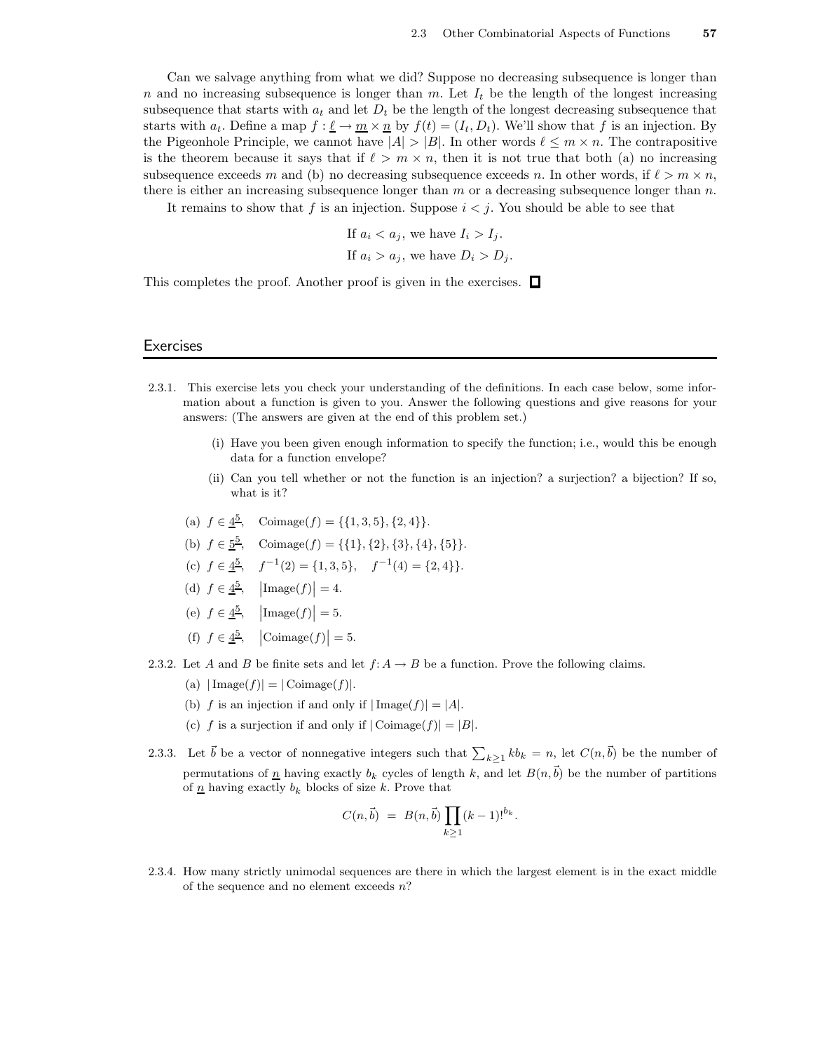Can we salvage anything from what we did? Suppose no decreasing subsequence is longer than $n$ and no increasing subsequence is longer than $m$. Let $I_t$ be the length of the longest increasing subsequence that starts with $a_t$ and let $D_t$ be the length of the longest decreasing subsequence that starts with $a_t$. Define a map $f : \underline{\ell} \to \underline{m} \times \underline{n}$ by $f(t) = (I_t, D_t)$. We'll show that $f$ is an injection. By the Pigeonhole Principle, we cannot have $|A| > |B|$. In other words $\ell \le m \times n$. The contrapositive is the theorem because it says that if $\ell > m \times n$, then it is not true that both (a) no increasing subsequence exceeds $m$ and (b) no decreasing subsequence exceeds $n$. In other words, if $\ell > m \times n$, there is either an increasing subsequence longer than $m$ or a decreasing subsequence longer than $n$.

It remains to show that $f$ is an injection. Suppose $i < j$. You should be able to see that

$$\text{If } a_i < a_j, \text{ we have } I_i > I_j.$$

$$\text{If } a_i > a_j, \text{ we have } D_i > D_j.$$

This completes the proof. Another proof is given in the exercises. □

## Exercises

2.3.1. This exercise lets you check your understanding of the definitions. In each case below, some information about a function is given to you. Answer the following questions and give reasons for your answers: (The answers are given at the end of this problem set.)

(i) Have you been given enough information to specify the function; i.e., would this be enough data for a function envelope?

(ii) Can you tell whether or not the function is an injection? a surjection? a bijection? If so, what is it?

(a) $f \in \underline{4}^{\underline{5}}$, $\quad \text{Coimage}(f) = \{\{1,3,5\},\{2,4\}\}$.

(b) $f \in \underline{5}^{\underline{5}}$, $\quad \text{Coimage}(f) = \{\{1\},\{2\},\{3\},\{4\},\{5\}\}$.

(c) $f \in \underline{4}^{\underline{5}}$, $\quad f^{-1}(2) = \{1,3,5\}, \quad f^{-1}(4) = \{2,4\}\}$.

(d) $f \in \underline{4}^{\underline{5}}$, $\quad \big|\text{Image}(f)\big| = 4$.

(e) $f \in \underline{4}^{\underline{5}}$, $\quad \big|\text{Image}(f)\big| = 5$.

(f) $f \in \underline{4}^{\underline{5}}$, $\quad \big|\text{Coimage}(f)\big| = 5$.

2.3.2. Let $A$ and $B$ be finite sets and let $f\colon A \to B$ be a function. Prove the following claims.

(a) $|\,\text{Image}(f)| = |\,\text{Coimage}(f)|$.

(b) $f$ is an injection if and only if $|\,\text{Image}(f)| = |A|$.

(c) $f$ is a surjection if and only if $|\,\text{Coimage}(f)| = |B|$.

2.3.3. Let $\vec{b}$ be a vector of nonnegative integers such that $\sum_{k\ge1} kb_k = n$, let $C(n,\vec{b})$ be the number of permutations of $\underline{n}$ having exactly $b_k$ cycles of length $k$, and let $B(n,\vec{b})$ be the number of partitions of $\underline{n}$ having exactly $b_k$ blocks of size $k$. Prove that

$$C(n,\vec{b}) \;=\; B(n,\vec{b}) \prod_{k\ge1} (k-1)!^{b_k}.$$

2.3.4. How many strictly unimodal sequences are there in which the largest element is in the exact middle of the sequence and no element exceeds $n$?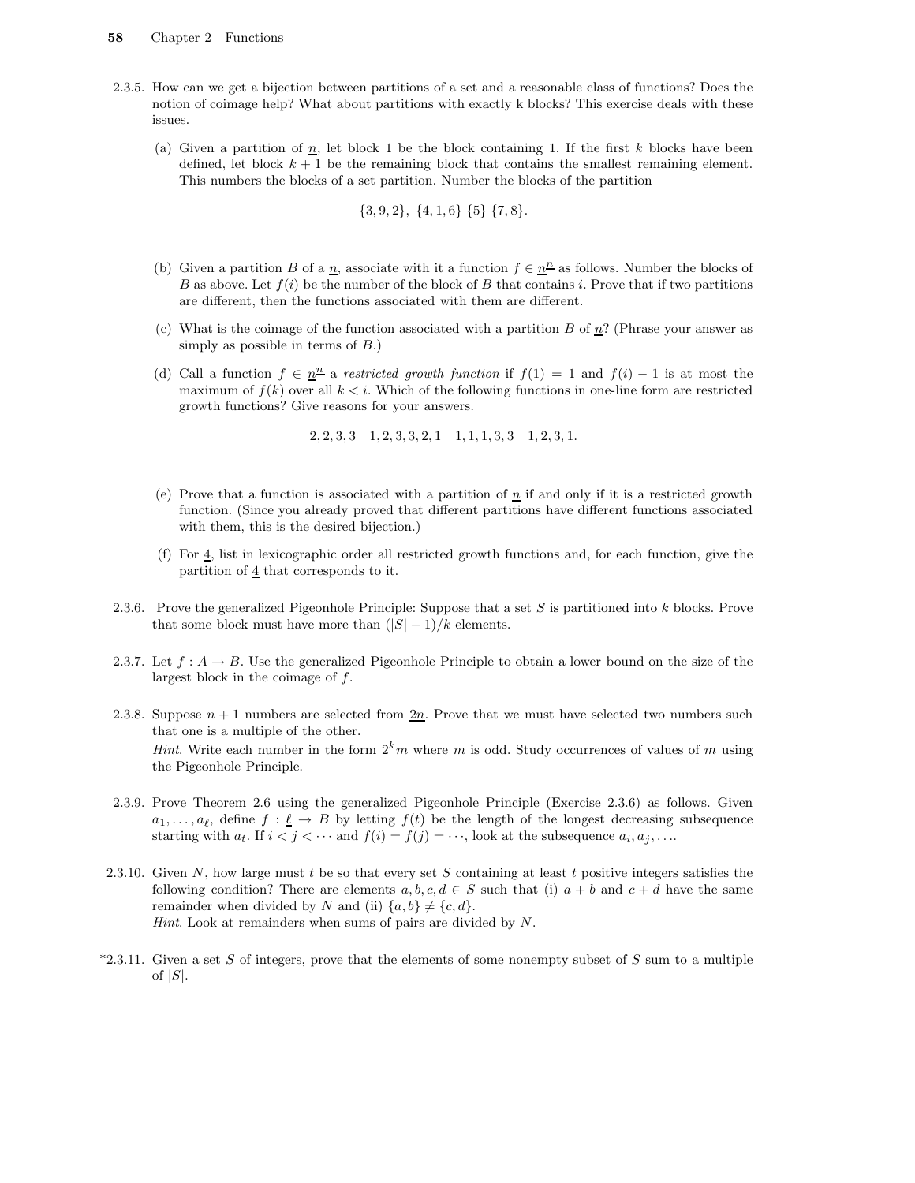2.3.5. How can we get a bijection between partitions of a set and a reasonable class of functions? Does the notion of coimage help? What about partitions with exactly k blocks? This exercise deals with these issues.

(a) Given a partition of $\underline{n}$, let block 1 be the block containing 1. If the first $k$ blocks have been defined, let block $k+1$ be the remaining block that contains the smallest remaining element. This numbers the blocks of a set partition. Number the blocks of the partition

$$\{3, 9, 2\},\ \{4, 1, 6\}\ \{5\}\ \{7, 8\}.$$

(b) Given a partition $B$ of a $\underline{n}$, associate with it a function $f \in \underline{n}^{\underline{n}}$ as follows. Number the blocks of $B$ as above. Let $f(i)$ be the number of the block of $B$ that contains $i$. Prove that if two partitions are different, then the functions associated with them are different.

(c) What is the coimage of the function associated with a partition $B$ of $\underline{n}$? (Phrase your answer as simply as possible in terms of $B$.)

(d) Call a function $f \in \underline{n}^{\underline{n}}$ a *restricted growth function* if $f(1) = 1$ and $f(i) - 1$ is at most the maximum of $f(k)$ over all $k < i$. Which of the following functions in one-line form are restricted growth functions? Give reasons for your answers.

$$2, 2, 3, 3 \quad 1, 2, 3, 3, 2, 1 \quad 1, 1, 1, 3, 3 \quad 1, 2, 3, 1.$$

(e) Prove that a function is associated with a partition of $\underline{n}$ if and only if it is a restricted growth function. (Since you already proved that different partitions have different functions associated with them, this is the desired bijection.)

(f) For $\underline{4}$, list in lexicographic order all restricted growth functions and, for each function, give the partition of $\underline{4}$ that corresponds to it.

2.3.6. Prove the generalized Pigeonhole Principle: Suppose that a set $S$ is partitioned into $k$ blocks. Prove that some block must have more than $(|S| - 1)/k$ elements.

2.3.7. Let $f : A \to B$. Use the generalized Pigeonhole Principle to obtain a lower bound on the size of the largest block in the coimage of $f$.

2.3.8. Suppose $n + 1$ numbers are selected from $\underline{2n}$. Prove that we must have selected two numbers such that one is a multiple of the other.
*Hint.* Write each number in the form $2^k m$ where $m$ is odd. Study occurrences of values of $m$ using the Pigeonhole Principle.

2.3.9. Prove Theorem 2.6 using the generalized Pigeonhole Principle (Exercise 2.3.6) as follows. Given $a_1, \ldots, a_\ell$, define $f : \underline{\ell} \to B$ by letting $f(t)$ be the length of the longest decreasing subsequence starting with $a_t$. If $i < j < \cdots$ and $f(i) = f(j) = \cdots$, look at the subsequence $a_i, a_j, \ldots$.

2.3.10. Given $N$, how large must $t$ be so that every set $S$ containing at least $t$ positive integers satisfies the following condition? There are elements $a, b, c, d \in S$ such that (i) $a + b$ and $c + d$ have the same remainder when divided by $N$ and (ii) $\{a, b\} \neq \{c, d\}$.
*Hint.* Look at remainders when sums of pairs are divided by $N$.

*2.3.11. Given a set $S$ of integers, prove that the elements of some nonempty subset of $S$ sum to a multiple of $|S|$.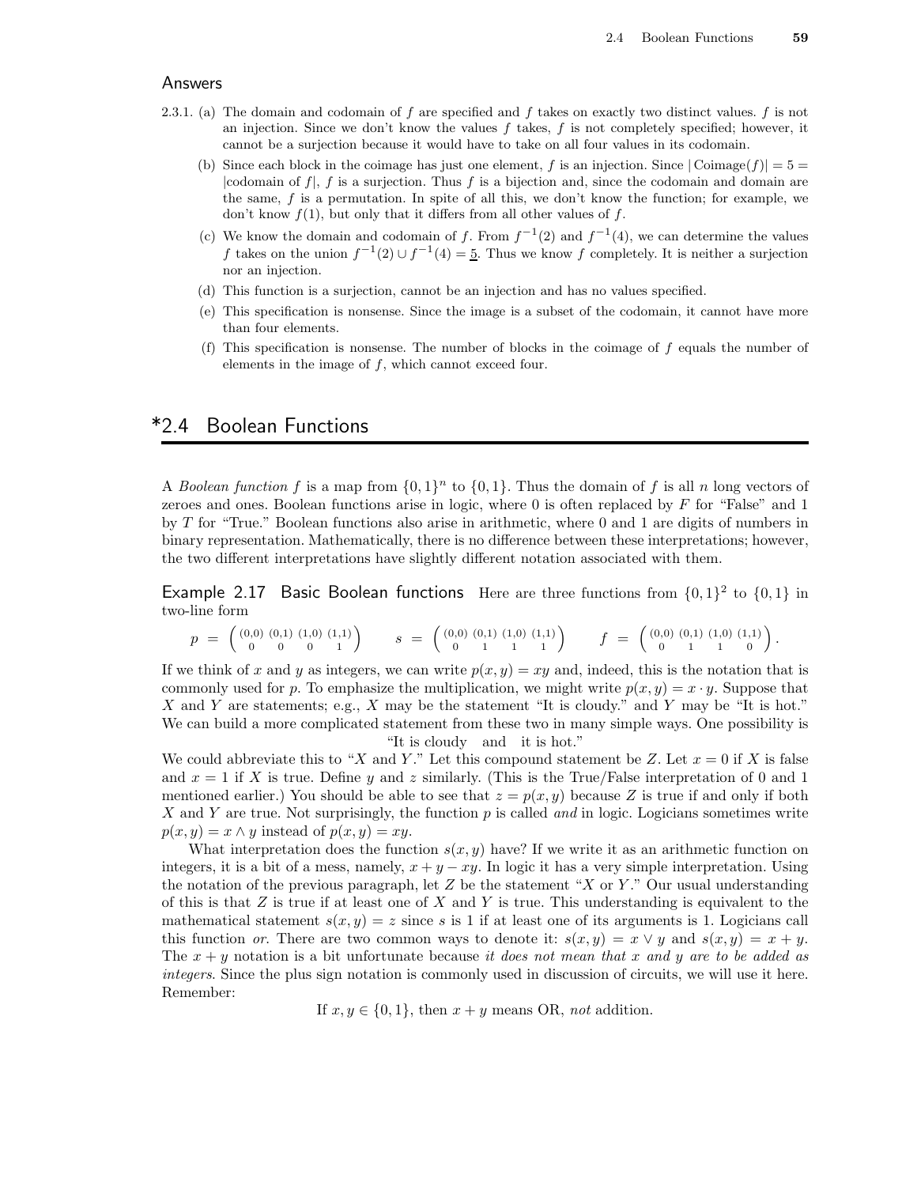## Answers

2.3.1. (a) The domain and codomain of $f$ are specified and $f$ takes on exactly two distinct values. $f$ is not an injection. Since we don't know the values $f$ takes, $f$ is not completely specified; however, it cannot be a surjection because it would have to take on all four values in its codomain.

(b) Since each block in the coimage has just one element, $f$ is an injection. Since $|\text{Coimage}(f)| = 5 = |\text{codomain of } f|$, $f$ is a surjection. Thus $f$ is a bijection and, since the codomain and domain are the same, $f$ is a permutation. In spite of all this, we don't know the function; for example, we don't know $f(1)$, but only that it differs from all other values of $f$.

(c) We know the domain and codomain of $f$. From $f^{-1}(2)$ and $f^{-1}(4)$, we can determine the values $f$ takes on the union $f^{-1}(2) \cup f^{-1}(4) = \underline{5}$. Thus we know $f$ completely. It is neither a surjection nor an injection.

(d) This function is a surjection, cannot be an injection and has no values specified.

(e) This specification is nonsense. Since the image is a subset of the codomain, it cannot have more than four elements.

(f) This specification is nonsense. The number of blocks in the coimage of $f$ equals the number of elements in the image of $f$, which cannot exceed four.

# *2.4 Boolean Functions

A *Boolean function* $f$ is a map from $\{0,1\}^n$ to $\{0,1\}$. Thus the domain of $f$ is all $n$ long vectors of zeroes and ones. Boolean functions arise in logic, where 0 is often replaced by $F$ for "False" and 1 by $T$ for "True." Boolean functions also arise in arithmetic, where 0 and 1 are digits of numbers in binary representation. Mathematically, there is no difference between these interpretations; however, the two different interpretations have slightly different notation associated with them.

**Example 2.17 Basic Boolean functions** Here are three functions from $\{0,1\}^2$ to $\{0,1\}$ in two-line form

$$p \;=\; \begin{pmatrix} (0,0) & (0,1) & (1,0) & (1,1) \\ 0 & 0 & 0 & 1 \end{pmatrix} \qquad s \;=\; \begin{pmatrix} (0,0) & (0,1) & (1,0) & (1,1) \\ 0 & 1 & 1 & 1 \end{pmatrix} \qquad f \;=\; \begin{pmatrix} (0,0) & (0,1) & (1,0) & (1,1) \\ 0 & 1 & 1 & 0 \end{pmatrix}.$$

If we think of $x$ and $y$ as integers, we can write $p(x,y) = xy$ and, indeed, this is the notation that is commonly used for $p$. To emphasize the multiplication, we might write $p(x,y) = x \cdot y$. Suppose that $X$ and $Y$ are statements; e.g., $X$ may be the statement "It is cloudy." and $Y$ may be "It is hot." We can build a more complicated statement from these two in many simple ways. One possibility is

"It is cloudy and it is hot."

We could abbreviate this to "$X$ and $Y$." Let this compound statement be $Z$. Let $x = 0$ if $X$ is false and $x = 1$ if $X$ is true. Define $y$ and $z$ similarly. (This is the True/False interpretation of 0 and 1 mentioned earlier.) You should be able to see that $z = p(x,y)$ because $Z$ is true if and only if both $X$ and $Y$ are true. Not surprisingly, the function $p$ is called *and* in logic. Logicians sometimes write $p(x,y) = x \wedge y$ instead of $p(x,y) = xy$.

What interpretation does the function $s(x,y)$ have? If we write it as an arithmetic function on integers, it is a bit of a mess, namely, $x + y - xy$. In logic it has a very simple interpretation. Using the notation of the previous paragraph, let $Z$ be the statement "$X$ or $Y$." Our usual understanding of this is that $Z$ is true if at least one of $X$ and $Y$ is true. This understanding is equivalent to the mathematical statement $s(x,y) = z$ since $s$ is 1 if at least one of its arguments is 1. Logicians call this function *or*. There are two common ways to denote it: $s(x,y) = x \vee y$ and $s(x,y) = x + y$. The $x + y$ notation is a bit unfortunate because *it does not mean that $x$ and $y$ are to be added as integers*. Since the plus sign notation is commonly used in discussion of circuits, we will use it here. Remember:

If $x, y \in \{0,1\}$, then $x + y$ means OR, *not* addition.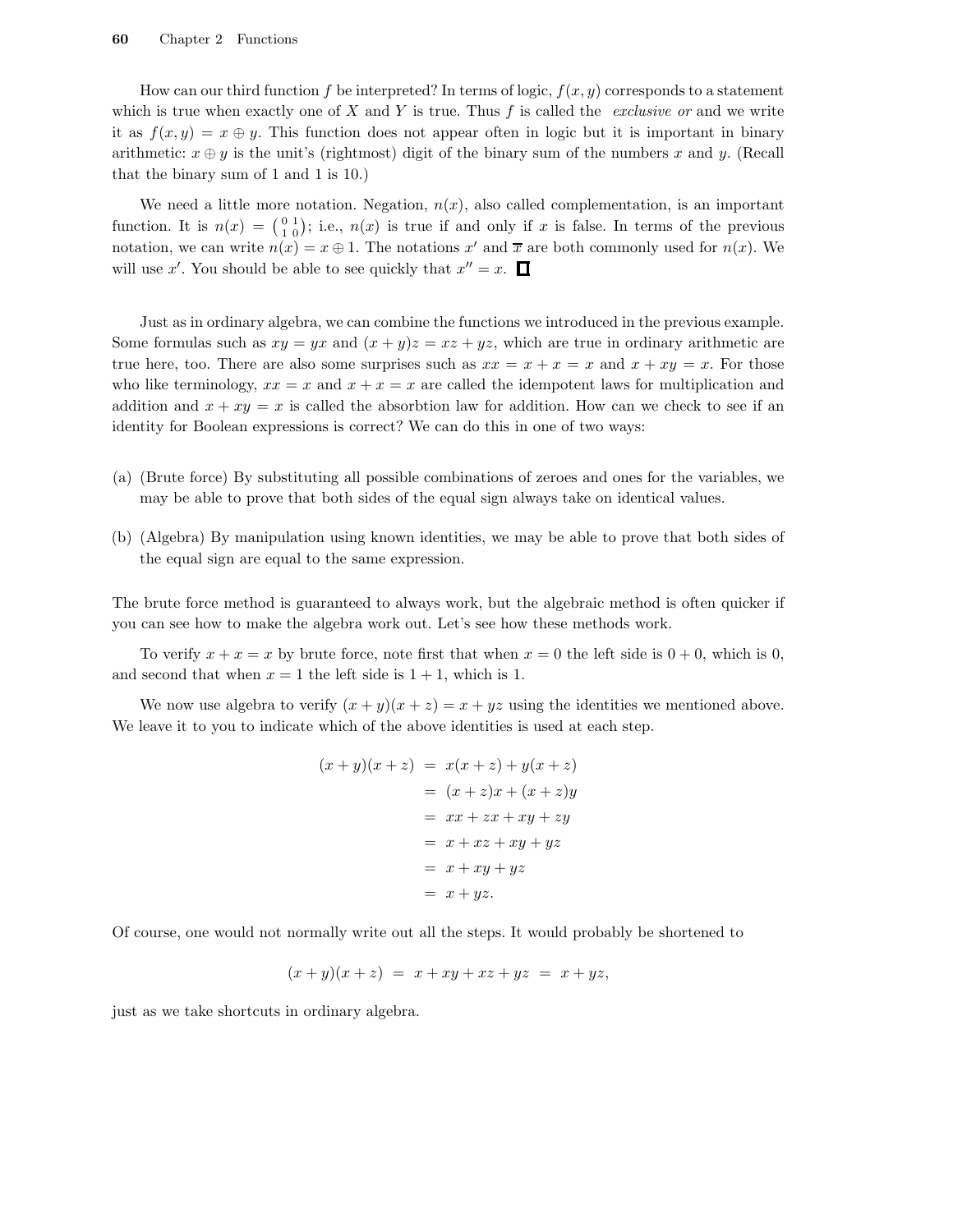How can our third function $f$ be interpreted? In terms of logic, $f(x, y)$ corresponds to a statement which is true when exactly one of $X$ and $Y$ is true. Thus $f$ is called the *exclusive or* and we write it as $f(x, y) = x \oplus y$. This function does not appear often in logic but it is important in binary arithmetic: $x \oplus y$ is the unit's (rightmost) digit of the binary sum of the numbers $x$ and $y$. (Recall that the binary sum of 1 and 1 is 10.)

We need a little more notation. Negation, $n(x)$, also called complementation, is an important function. It is $n(x) = \left(\begin{smallmatrix} 0 & 1 \\ 1 & 0 \end{smallmatrix}\right)$; i.e., $n(x)$ is true if and only if $x$ is false. In terms of the previous notation, we can write $n(x) = x \oplus 1$. The notations $x'$ and $\overline{x}$ are both commonly used for $n(x)$. We will use $x'$. You should be able to see quickly that $x'' = x$. □

Just as in ordinary algebra, we can combine the functions we introduced in the previous example. Some formulas such as $xy = yx$ and $(x + y)z = xz + yz$, which are true in ordinary arithmetic are true here, too. There are also some surprises such as $xx = x + x = x$ and $x + xy = x$. For those who like terminology, $xx = x$ and $x + x = x$ are called the idempotent laws for multiplication and addition and $x + xy = x$ is called the absorbtion law for addition. How can we check to see if an identity for Boolean expressions is correct? We can do this in one of two ways:

(a) (Brute force) By substituting all possible combinations of zeroes and ones for the variables, we may be able to prove that both sides of the equal sign always take on identical values.

(b) (Algebra) By manipulation using known identities, we may be able to prove that both sides of the equal sign are equal to the same expression.

The brute force method is guaranteed to always work, but the algebraic method is often quicker if you can see how to make the algebra work out. Let's see how these methods work.

To verify $x + x = x$ by brute force, note first that when $x = 0$ the left side is $0 + 0$, which is 0, and second that when $x = 1$ the left side is $1 + 1$, which is 1.

We now use algebra to verify $(x + y)(x + z) = x + yz$ using the identities we mentioned above. We leave it to you to indicate which of the above identities is used at each step.

$$
\begin{aligned}
(x + y)(x + z) &= x(x + z) + y(x + z) \\
&= (x + z)x + (x + z)y \\
&= xx + zx + xy + zy \\
&= x + xz + xy + yz \\
&= x + xy + yz \\
&= x + yz.
\end{aligned}
$$

Of course, one would not normally write out all the steps. It would probably be shortened to

$$
(x + y)(x + z) \;=\; x + xy + xz + yz \;=\; x + yz,
$$

just as we take shortcuts in ordinary algebra.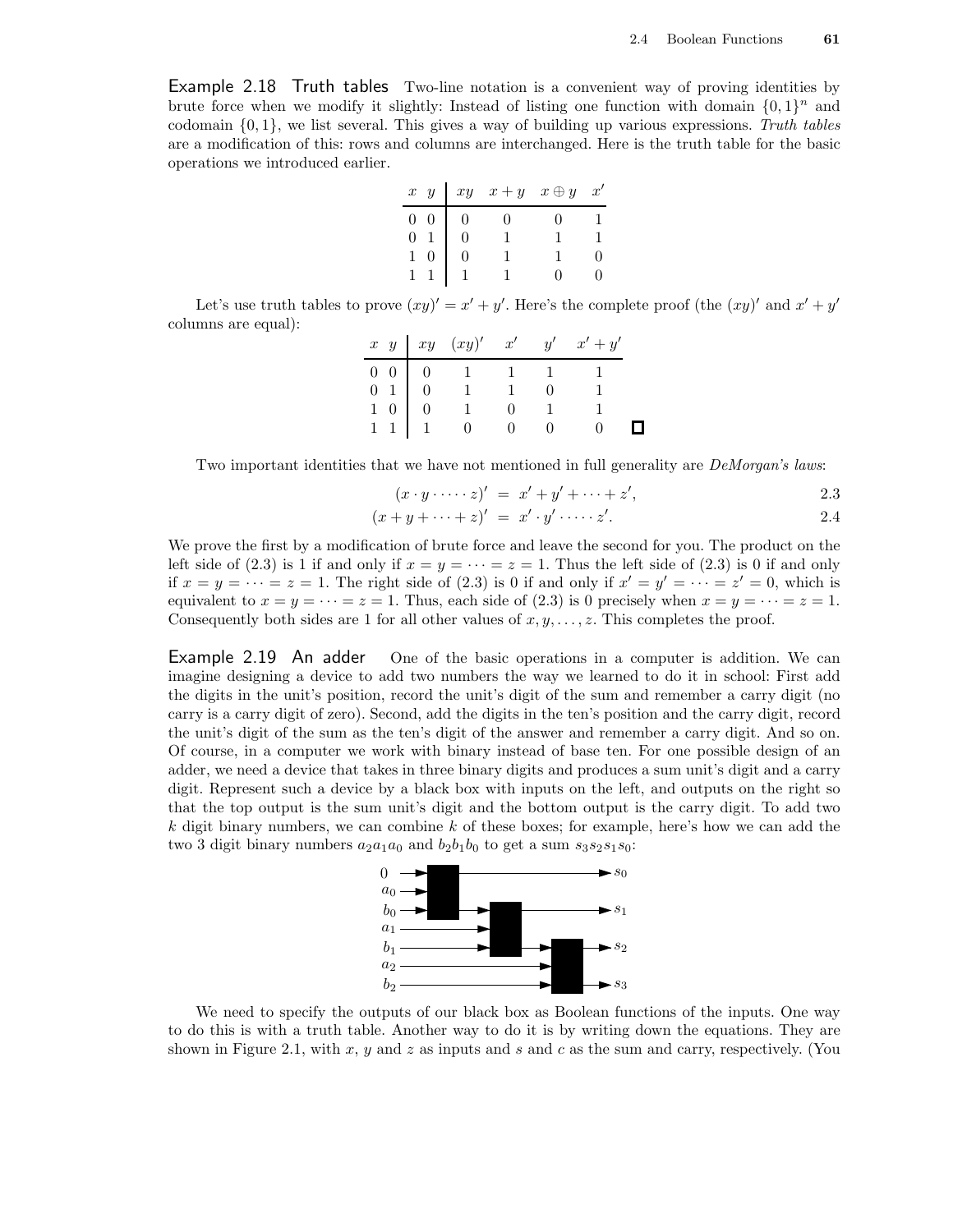**Example 2.18 Truth tables** Two-line notation is a convenient way of proving identities by brute force when we modify it slightly: Instead of listing one function with domain $\{0,1\}^n$ and codomain $\{0,1\}$, we list several. This gives a way of building up various expressions. *Truth tables* are a modification of this: rows and columns are interchanged. Here is the truth table for the basic operations we introduced earlier.

| $x$ | $y$ | $xy$ | $x+y$ | $x \oplus y$ | $x'$ |
|---|---|---|---|---|---|
| 0 | 0 | 0 | 0 | 0 | 1 |
| 0 | 1 | 0 | 1 | 1 | 1 |
| 1 | 0 | 0 | 1 | 1 | 0 |
| 1 | 1 | 1 | 1 | 0 | 0 |

Let's use truth tables to prove $(xy)' = x' + y'$. Here's the complete proof (the $(xy)'$ and $x' + y'$ columns are equal):

| $x$ | $y$ | $xy$ | $(xy)'$ | $x'$ | $y'$ | $x'+y'$ |
|---|---|---|---|---|---|---|
| 0 | 0 | 0 | 1 | 1 | 1 | 1 |
| 0 | 1 | 0 | 1 | 1 | 0 | 1 |
| 1 | 0 | 0 | 1 | 0 | 1 | 1 |
| 1 | 1 | 1 | 0 | 0 | 0 | 0 |

□

Two important identities that we have not mentioned in full generality are *DeMorgan's laws*:

$$(x \cdot y \cdot \cdots \cdot z)' = x' + y' + \cdots + z', \tag{2.3}$$

$$(x + y + \cdots + z)' = x' \cdot y' \cdot \cdots \cdot z'. \tag{2.4}$$

We prove the first by a modification of brute force and leave the second for you. The product on the left side of (2.3) is 1 if and only if $x = y = \cdots = z = 1$. Thus the left side of (2.3) is 0 if and only if $x = y = \cdots = z = 1$. The right side of (2.3) is 0 if and only if $x' = y' = \cdots = z' = 0$, which is equivalent to $x = y = \cdots = z = 1$. Thus, each side of (2.3) is 0 precisely when $x = y = \cdots = z = 1$. Consequently both sides are 1 for all other values of $x, y, \ldots, z$. This completes the proof.

**Example 2.19 An adder** One of the basic operations in a computer is addition. We can imagine designing a device to add two numbers the way we learned to do it in school: First add the digits in the unit's position, record the unit's digit of the sum and remember a carry digit (no carry is a carry digit of zero). Second, add the digits in the ten's position and the carry digit, record the unit's digit of the sum as the ten's digit of the answer and remember a carry digit. And so on. Of course, in a computer we work with binary instead of base ten. For one possible design of an adder, we need a device that takes in three binary digits and produces a sum unit's digit and a carry digit. Represent such a device by a black box with inputs on the left, and outputs on the right so that the top output is the sum unit's digit and the bottom output is the carry digit. To add two $k$ digit binary numbers, we can combine $k$ of these boxes; for example, here's how we can add the two 3 digit binary numbers $a_2a_1a_0$ and $b_2b_1b_0$ to get a sum $s_3s_2s_1s_0$:

We need to specify the outputs of our black box as Boolean functions of the inputs. One way to do this is with a truth table. Another way to do it is by writing down the equations. They are shown in Figure 2.1, with $x$, $y$ and $z$ as inputs and $s$ and $c$ as the sum and carry, respectively. (You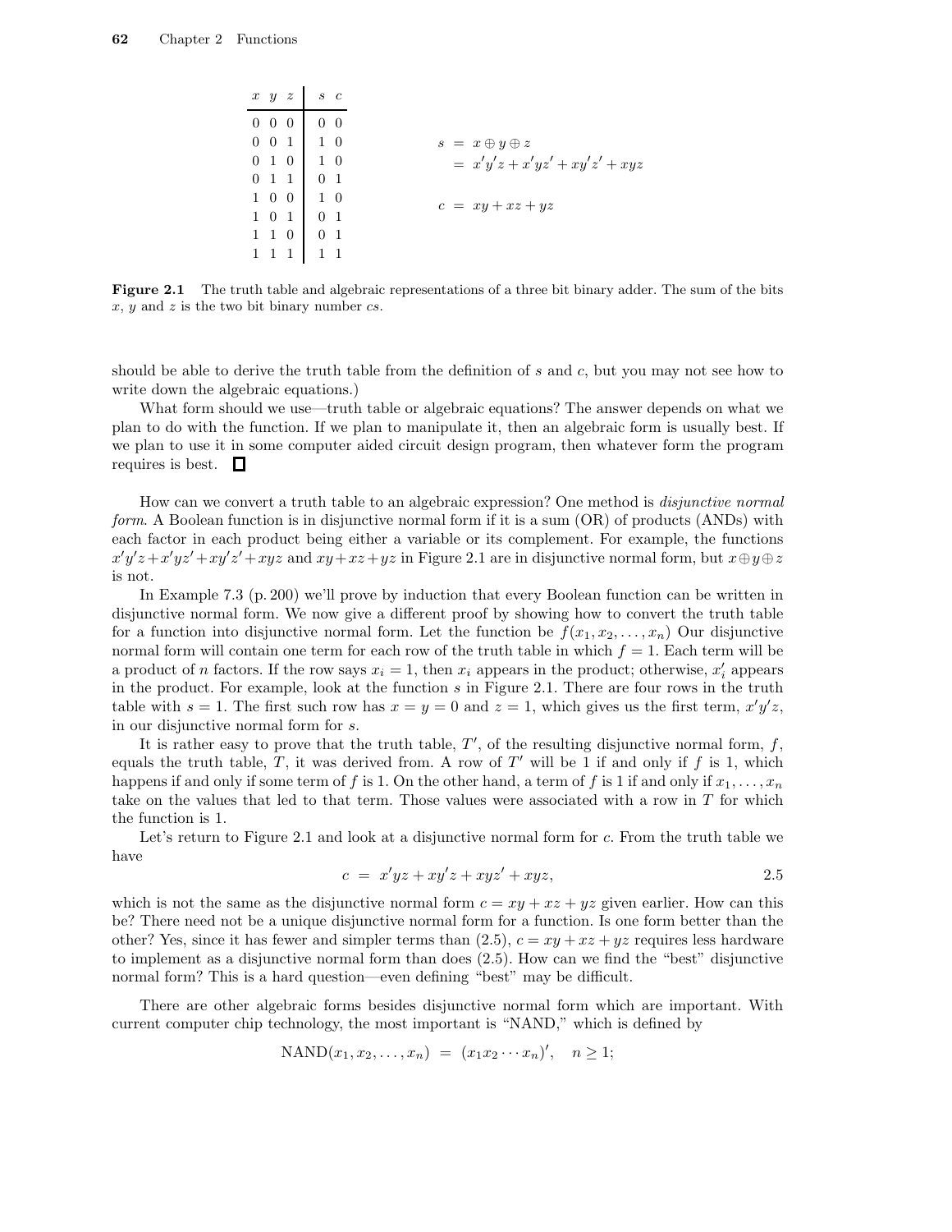| $x$ | $y$ | $z$ | $s$ | $c$ |
|---|---|---|---|---|
| 0 | 0 | 0 | 0 | 0 |
| 0 | 0 | 1 | 1 | 0 |
| 0 | 1 | 0 | 1 | 0 |
| 0 | 1 | 1 | 0 | 1 |
| 1 | 0 | 0 | 1 | 0 |
| 1 | 0 | 1 | 0 | 1 |
| 1 | 1 | 0 | 0 | 1 |
| 1 | 1 | 1 | 1 | 1 |

$$
\begin{aligned}
s &= x \oplus y \oplus z \\
&= x'y'z + x'yz' + xy'z' + xyz \\
\\
c &= xy + xz + yz
\end{aligned}
$$

**Figure 2.1** The truth table and algebraic representations of a three bit binary adder. The sum of the bits $x$, $y$ and $z$ is the two bit binary number $cs$.

should be able to derive the truth table from the definition of $s$ and $c$, but you may not see how to write down the algebraic equations.)

What form should we use—truth table or algebraic equations? The answer depends on what we plan to do with the function. If we plan to manipulate it, then an algebraic form is usually best. If we plan to use it in some computer aided circuit design program, then whatever form the program requires is best. □

How can we convert a truth table to an algebraic expression? One method is *disjunctive normal form*. A Boolean function is in disjunctive normal form if it is a sum (OR) of products (ANDs) with each factor in each product being either a variable or its complement. For example, the functions $x'y'z+x'yz'+xy'z'+xyz$ and $xy+xz+yz$ in Figure 2.1 are in disjunctive normal form, but $x\oplus y\oplus z$ is not.

In Example 7.3 (p. 200) we'll prove by induction that every Boolean function can be written in disjunctive normal form. We now give a different proof by showing how to convert the truth table for a function into disjunctive normal form. Let the function be $f(x_1, x_2, \ldots, x_n)$ Our disjunctive normal form will contain one term for each row of the truth table in which $f = 1$. Each term will be a product of $n$ factors. If the row says $x_i = 1$, then $x_i$ appears in the product; otherwise, $x_i'$ appears in the product. For example, look at the function $s$ in Figure 2.1. There are four rows in the truth table with $s = 1$. The first such row has $x = y = 0$ and $z = 1$, which gives us the first term, $x'y'z$, in our disjunctive normal form for $s$.

It is rather easy to prove that the truth table, $T'$, of the resulting disjunctive normal form, $f$, equals the truth table, $T$, it was derived from. A row of $T'$ will be 1 if and only if $f$ is 1, which happens if and only if some term of $f$ is 1. On the other hand, a term of $f$ is 1 if and only if $x_1, \ldots, x_n$ take on the values that led to that term. Those values were associated with a row in $T$ for which the function is 1.

Let's return to Figure 2.1 and look at a disjunctive normal form for $c$. From the truth table we have

$$
c \;=\; x'yz + xy'z + xyz' + xyz, \tag{2.5}
$$

which is not the same as the disjunctive normal form $c = xy + xz + yz$ given earlier. How can this be? There need not be a unique disjunctive normal form for a function. Is one form better than the other? Yes, since it has fewer and simpler terms than (2.5), $c = xy + xz + yz$ requires less hardware to implement as a disjunctive normal form than does (2.5). How can we find the "best" disjunctive normal form? This is a hard question—even defining "best" may be difficult.

There are other algebraic forms besides disjunctive normal form which are important. With current computer chip technology, the most important is "NAND," which is defined by

$$
\text{NAND}(x_1, x_2, \ldots, x_n) \;=\; (x_1 x_2 \cdots x_n)', \quad n \geq 1;
$$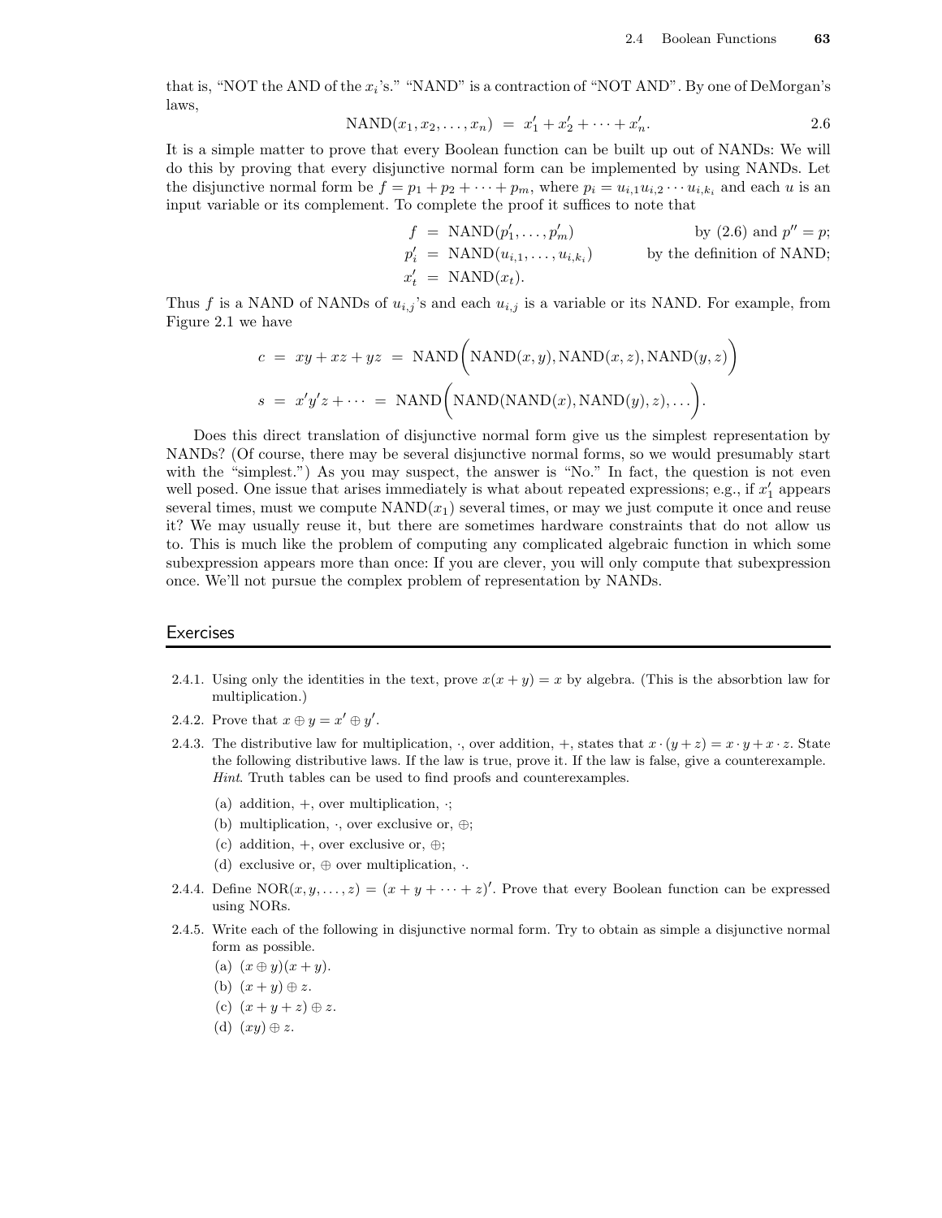that is, "NOT the AND of the $x_i$'s." "NAND" is a contraction of "NOT AND". By one of DeMorgan's laws,

$$\text{NAND}(x_1, x_2, \ldots, x_n) = x_1' + x_2' + \cdots + x_n'. \qquad 2.6$$

It is a simple matter to prove that every Boolean function can be built up out of NANDs: We will do this by proving that every disjunctive normal form can be implemented by using NANDs. Let the disjunctive normal form be $f = p_1 + p_2 + \cdots + p_m$, where $p_i = u_{i,1} u_{i,2} \cdots u_{i,k_i}$ and each $u$ is an input variable or its complement. To complete the proof it suffices to note that

$$\begin{aligned} f &= \text{NAND}(p_1', \ldots, p_m') && \text{by (2.6) and } p'' = p; \\ p_i' &= \text{NAND}(u_{i,1}, \ldots, u_{i,k_i}) && \text{by the definition of NAND;} \\ x_t' &= \text{NAND}(x_t). \end{aligned}$$

Thus $f$ is a NAND of NANDs of $u_{i,j}$'s and each $u_{i,j}$ is a variable or its NAND. For example, from Figure 2.1 we have

$$c = xy + xz + yz = \text{NAND}\Big(\text{NAND}(x,y), \text{NAND}(x,z), \text{NAND}(y,z)\Big)$$

$$s = x'y'z + \cdots = \text{NAND}\Big(\text{NAND}(\text{NAND}(x), \text{NAND}(y), z), \ldots\Big).$$

Does this direct translation of disjunctive normal form give us the simplest representation by NANDs? (Of course, there may be several disjunctive normal forms, so we would presumably start with the "simplest.") As you may suspect, the answer is "No." In fact, the question is not even well posed. One issue that arises immediately is what about repeated expressions; e.g., if $x_1'$ appears several times, must we compute $\text{NAND}(x_1)$ several times, or may we just compute it once and reuse it? We may usually reuse it, but there are sometimes hardware constraints that do not allow us to. This is much like the problem of computing any complicated algebraic function in which some subexpression appears more than once: If you are clever, you will only compute that subexpression once. We'll not pursue the complex problem of representation by NANDs.

## Exercises

2.4.1. Using only the identities in the text, prove $x(x + y) = x$ by algebra. (This is the absorbtion law for multiplication.)

2.4.2. Prove that $x \oplus y = x' \oplus y'$.

2.4.3. The distributive law for multiplication, $\cdot$, over addition, $+$, states that $x \cdot (y + z) = x \cdot y + x \cdot z$. State the following distributive laws. If the law is true, prove it. If the law is false, give a counterexample. *Hint*. Truth tables can be used to find proofs and counterexamples.

(a) addition, $+$, over multiplication, $\cdot$;

(b) multiplication, $\cdot$, over exclusive or, $\oplus$;

(c) addition, $+$, over exclusive or, $\oplus$;

(d) exclusive or, $\oplus$ over multiplication, $\cdot$.

2.4.4. Define $\text{NOR}(x, y, \ldots, z) = (x + y + \cdots + z)'$. Prove that every Boolean function can be expressed using NORs.

2.4.5. Write each of the following in disjunctive normal form. Try to obtain as simple a disjunctive normal form as possible.

(a) $(x \oplus y)(x + y)$.

(b) $(x + y) \oplus z$.

(c) $(x + y + z) \oplus z$.

(d) $(xy) \oplus z$.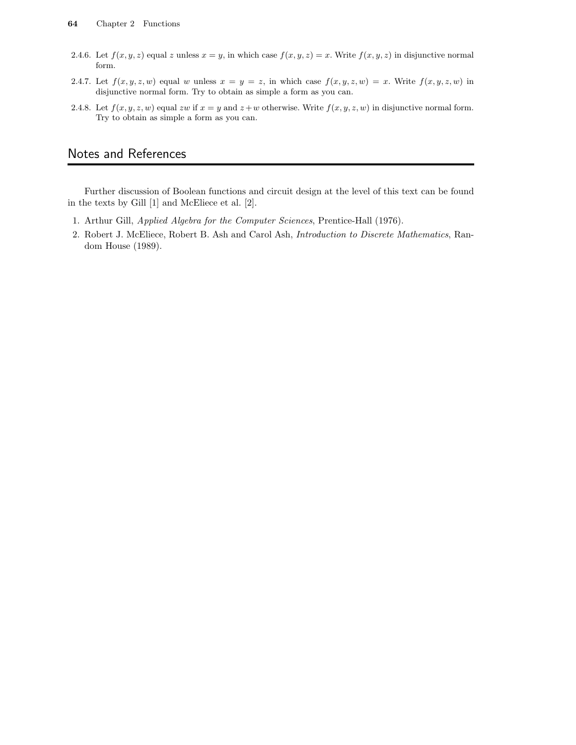2.4.6. Let $f(x, y, z)$ equal $z$ unless $x = y$, in which case $f(x, y, z) = x$. Write $f(x, y, z)$ in disjunctive normal form.

2.4.7. Let $f(x, y, z, w)$ equal $w$ unless $x = y = z$, in which case $f(x, y, z, w) = x$. Write $f(x, y, z, w)$ in disjunctive normal form. Try to obtain as simple a form as you can.

2.4.8. Let $f(x, y, z, w)$ equal $zw$ if $x = y$ and $z + w$ otherwise. Write $f(x, y, z, w)$ in disjunctive normal form. Try to obtain as simple a form as you can.

## Notes and References

Further discussion of Boolean functions and circuit design at the level of this text can be found in the texts by Gill [1] and McEliece et al. [2].

1. Arthur Gill, *Applied Algebra for the Computer Sciences*, Prentice-Hall (1976).
2. Robert J. McEliece, Robert B. Ash and Carol Ash, *Introduction to Discrete Mathematics*, Random House (1989).